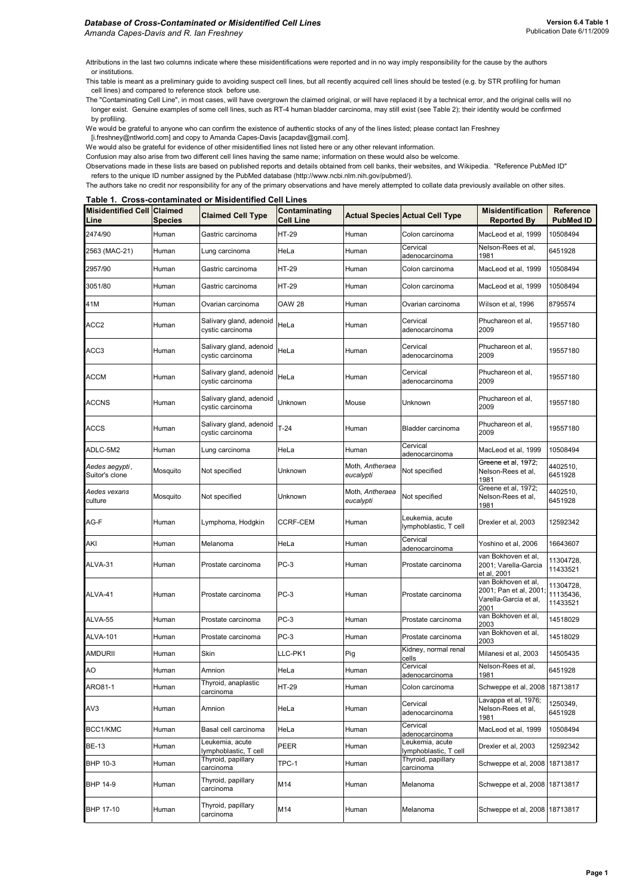Attributions in the last two columns indicate where these misidentifications were reported and in no way imply responsibility for the cause by the authors or institutions.

This table is meant as a preliminary guide to avoiding suspect cell lines, but all recently acquired cell lines should be tested (e.g. by STR profiling for human cell lines) and compared to reference stock before use.

The "Contaminating Cell Line", in most cases, will have overgrown the claimed original, or will have replaced it by a technical error, and the original cells will no longer exist. Genuine examples of some cell lines, such as RT-4 human bladder carcinoma, may still exist (see Table 2); their identity would be confirmed by profiling.

We would be grateful to anyone who can confirm the existence of authentic stocks of any of the lines listed; please contact Ian Freshney [i.freshney@ntlworld.com] and copy to Amanda Capes-Davis [acapdav@gmail.com].

We would also be grateful for evidence of other misidentified lines not listed here or any other relevant information.

Confusion may also arise from two different cell lines having the same name; information on these would also be welcome.

Observations made in these lists are based on published reports and details obtained from cell banks, their websites, and Wikipedia. "Reference PubMed ID" refers to the unique ID number assigned by the PubMed database (http://www.ncbi.nlm.nih.gov/pubmed/).

The authors take no credit nor responsibility for any of the primary observations and have merely attempted to collate data previously available on other sites.

## Table 1. Cross-contaminated or Misidentified Cell Lines

| Misidentified Cell Line | Claimed Species | Claimed Cell Type | Contaminating Cell Line | Actual Species | Actual Cell Type | Misidentification Reported By | Reference PubMed ID |
|---|---|---|---|---|---|---|---|
| 2474/90 | Human | Gastric carcinoma | HT-29 | Human | Colon carcinoma | MacLeod et al, 1999 | 10508494 |
| 2563 (MAC-21) | Human | Lung carcinoma | HeLa | Human | Cervical adenocarcinoma | Nelson-Rees et al, 1981 | 6451928 |
| 2957/90 | Human | Gastric carcinoma | HT-29 | Human | Colon carcinoma | MacLeod et al, 1999 | 10508494 |
| 3051/80 | Human | Gastric carcinoma | HT-29 | Human | Colon carcinoma | MacLeod et al, 1999 | 10508494 |
| 41M | Human | Ovarian carcinoma | OAW 28 | Human | Ovarian carcinoma | Wilson et al, 1996 | 8795574 |
| ACC2 | Human | Salivary gland, adenoid cystic carcinoma | HeLa | Human | Cervical adenocarcinoma | Phuchareon et al, 2009 | 19557180 |
| ACC3 | Human | Salivary gland, adenoid cystic carcinoma | HeLa | Human | Cervical adenocarcinoma | Phuchareon et al, 2009 | 19557180 |
| ACCM | Human | Salivary gland, adenoid cystic carcinoma | HeLa | Human | Cervical adenocarcinoma | Phuchareon et al, 2009 | 19557180 |
| ACCNS | Human | Salivary gland, adenoid cystic carcinoma | Unknown | Mouse | Unknown | Phuchareon et al, 2009 | 19557180 |
| ACCS | Human | Salivary gland, adenoid cystic carcinoma | T-24 | Human | Bladder carcinoma | Phuchareon et al, 2009 | 19557180 |
| ADLC-5M2 | Human | Lung carcinoma | HeLa | Human | Cervical adenocarcinoma | MacLeod et al, 1999 | 10508494 |
| *Aedes aegypti*, Suitor's clone | Mosquito | Not specified | Unknown | Moth, *Antheraea eucalypti* | Not specified | Greene et al, 1972; Nelson-Rees et al, 1981 | 4402510, 6451928 |
| *Aedes vexans* culture | Mosquito | Not specified | Unknown | Moth, *Antheraea eucalypti* | Not specified | Greene et al, 1972; Nelson-Rees et al, 1981 | 4402510, 6451928 |
| AG-F | Human | Lymphoma, Hodgkin | CCRF-CEM | Human | Leukemia, acute lymphoblastic, T cell | Drexler et al, 2003 | 12592342 |
| AKI | Human | Melanoma | HeLa | Human | Cervical adenocarcinoma | Yoshino et al, 2006 | 16643607 |
| ALVA-31 | Human | Prostate carcinoma | PC-3 | Human | Prostate carcinoma | van Bokhoven et al, 2001; Varella-Garcia et al, 2001 | 11304728, 11433521 |
| ALVA-41 | Human | Prostate carcinoma | PC-3 | Human | Prostate carcinoma | van Bokhoven et al, 2001; Pan et al, 2001; Varella-Garcia et al, 2001 | 11304728, 11135436, 11433521 |
| ALVA-55 | Human | Prostate carcinoma | PC-3 | Human | Prostate carcinoma | van Bokhoven et al, 2003 | 14518029 |
| ALVA-101 | Human | Prostate carcinoma | PC-3 | Human | Prostate carcinoma | van Bokhoven et al, 2003 | 14518029 |
| AMDURII | Human | Skin | LLC-PK1 | Pig | Kidney, normal renal cells | Milanesi et al, 2003 | 14505435 |
| AO | Human | Amnion | HeLa | Human | Cervical adenocarcinoma | Nelson-Rees et al, 1981 | 6451928 |
| ARO81-1 | Human | Thyroid, anaplastic carcinoma | HT-29 | Human | Colon carcinoma | Schweppe et al, 2008 | 18713817 |
| AV3 | Human | Amnion | HeLa | Human | Cervical adenocarcinoma | Lavappa et al, 1976; Nelson-Rees et al, 1981 | 1250349, 6451928 |
| BCC1/KMC | Human | Basal cell carcinoma | HeLa | Human | Cervical adenocarcinoma | MacLeod et al, 1999 | 10508494 |
| BE-13 | Human | Leukemia, acute lymphoblastic, T cell | PEER | Human | Leukemia, acute lymphoblastic, T cell | Drexler et al, 2003 | 12592342 |
| BHP 10-3 | Human | Thyroid, papillary carcinoma | TPC-1 | Human | Thyroid, papillary carcinoma | Schweppe et al, 2008 | 18713817 |
| BHP 14-9 | Human | Thyroid, papillary carcinoma | M14 | Human | Melanoma | Schweppe et al, 2008 | 18713817 |
| BHP 17-10 | Human | Thyroid, papillary carcinoma | M14 | Human | Melanoma | Schweppe et al, 2008 | 18713817 |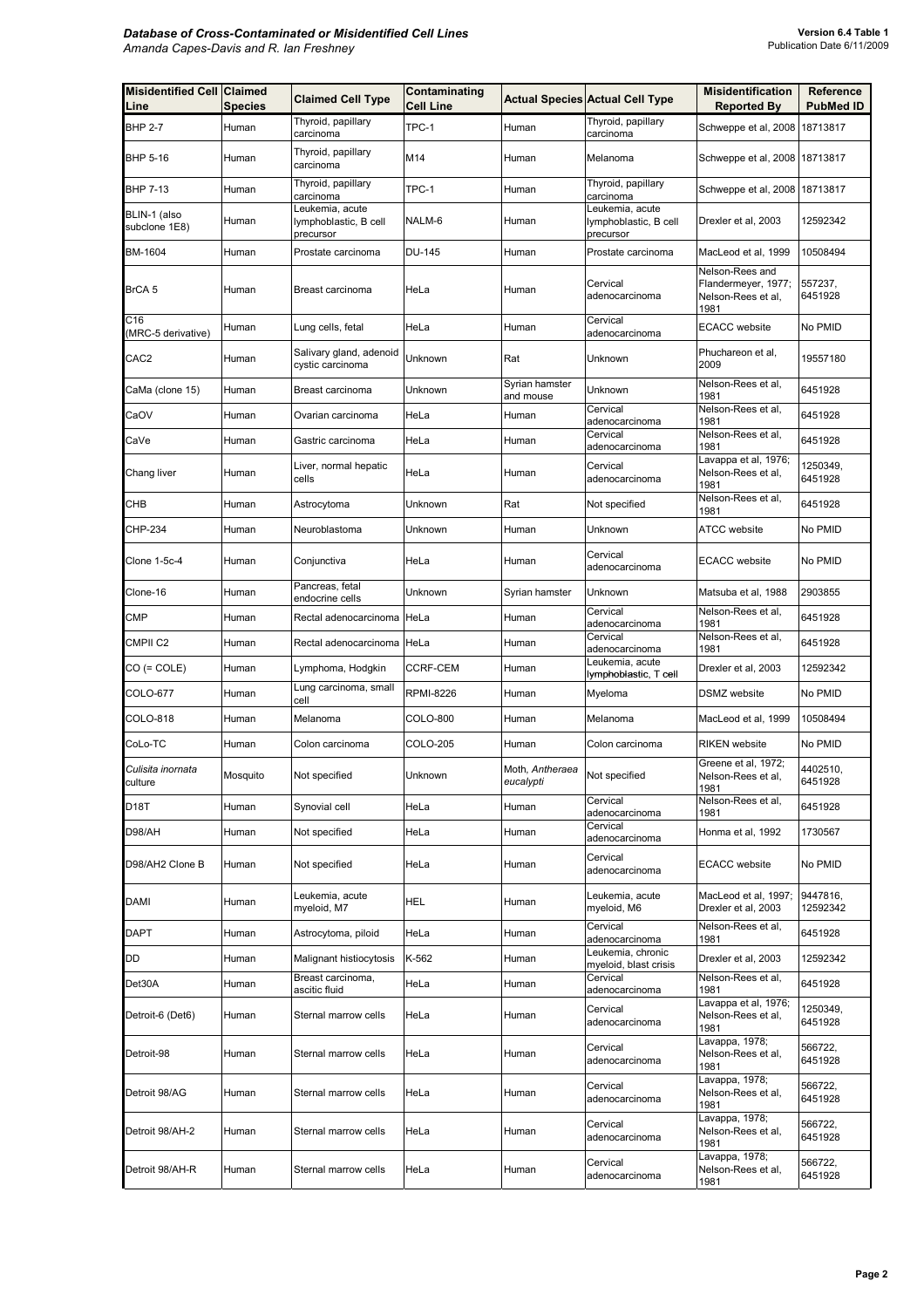| Misidentified Cell Line | Claimed Species | Claimed Cell Type | Contaminating Cell Line | Actual Species | Actual Cell Type | Misidentification Reported By | Reference PubMed ID |
|---|---|---|---|---|---|---|---|
| BHP 2-7 | Human | Thyroid, papillary carcinoma | TPC-1 | Human | Thyroid, papillary carcinoma | Schweppe et al, 2008 | 18713817 |
| BHP 5-16 | Human | Thyroid, papillary carcinoma | M14 | Human | Melanoma | Schweppe et al, 2008 | 18713817 |
| BHP 7-13 | Human | Thyroid, papillary carcinoma | TPC-1 | Human | Thyroid, papillary carcinoma | Schweppe et al, 2008 | 18713817 |
| BLIN-1 (also subclone 1E8) | Human | Leukemia, acute lymphoblastic, B cell precursor | NALM-6 | Human | Leukemia, acute lymphoblastic, B cell precursor | Drexler et al, 2003 | 12592342 |
| BM-1604 | Human | Prostate carcinoma | DU-145 | Human | Prostate carcinoma | MacLeod et al, 1999 | 10508494 |
| BrCA 5 | Human | Breast carcinoma | HeLa | Human | Cervical adenocarcinoma | Nelson-Rees and Flandermeyer, 1977; Nelson-Rees et al, 1981 | 557237, 6451928 |
| C16 (MRC-5 derivative) | Human | Lung cells, fetal | HeLa | Human | Cervical adenocarcinoma | ECACC website | No PMID |
| CAC2 | Human | Salivary gland, adenoid cystic carcinoma | Unknown | Rat | Unknown | Phuchareon et al, 2009 | 19557180 |
| CaMa (clone 15) | Human | Breast carcinoma | Unknown | Syrian hamster and mouse | Unknown | Nelson-Rees et al, 1981 | 6451928 |
| CaOV | Human | Ovarian carcinoma | HeLa | Human | Cervical adenocarcinoma | Nelson-Rees et al, 1981 | 6451928 |
| CaVe | Human | Gastric carcinoma | HeLa | Human | Cervical adenocarcinoma | Nelson-Rees et al, 1981 | 6451928 |
| Chang liver | Human | Liver, normal hepatic cells | HeLa | Human | Cervical adenocarcinoma | Lavappa et al, 1976; Nelson-Rees et al, 1981 | 1250349, 6451928 |
| CHB | Human | Astrocytoma | Unknown | Rat | Not specified | Nelson-Rees et al, 1981 | 6451928 |
| CHP-234 | Human | Neuroblastoma | Unknown | Human | Unknown | ATCC website | No PMID |
| Clone 1-5c-4 | Human | Conjunctiva | HeLa | Human | Cervical adenocarcinoma | ECACC website | No PMID |
| Clone-16 | Human | Pancreas, fetal endocrine cells | Unknown | Syrian hamster | Unknown | Matsuba et al, 1988 | 2903855 |
| CMP | Human | Rectal adenocarcinoma | HeLa | Human | Cervical adenocarcinoma | Nelson-Rees et al, 1981 | 6451928 |
| CMPII C2 | Human | Rectal adenocarcinoma | HeLa | Human | Cervical adenocarcinoma | Nelson-Rees et al, 1981 | 6451928 |
| CO (= COLE) | Human | Lymphoma, Hodgkin | CCRF-CEM | Human | Leukemia, acute lymphoblastic, T cell | Drexler et al, 2003 | 12592342 |
| COLO-677 | Human | Lung carcinoma, small cell | RPMI-8226 | Human | Myeloma | DSMZ website | No PMID |
| COLO-818 | Human | Melanoma | COLO-800 | Human | Melanoma | MacLeod et al, 1999 | 10508494 |
| CoLo-TC | Human | Colon carcinoma | COLO-205 | Human | Colon carcinoma | RIKEN website | No PMID |
| *Culisita inornata* culture | Mosquito | Not specified | Unknown | Moth, *Antheraea eucalypti* | Not specified | Greene et al, 1972; Nelson-Rees et al, 1981 | 4402510, 6451928 |
| D18T | Human | Synovial cell | HeLa | Human | Cervical adenocarcinoma | Nelson-Rees et al, 1981 | 6451928 |
| D98/AH | Human | Not specified | HeLa | Human | Cervical adenocarcinoma | Honma et al, 1992 | 1730567 |
| D98/AH2 Clone B | Human | Not specified | HeLa | Human | Cervical adenocarcinoma | ECACC website | No PMID |
| DAMI | Human | Leukemia, acute myeloid, M7 | HEL | Human | Leukemia, acute myeloid, M6 | MacLeod et al, 1997; Drexler et al, 2003 | 9447816, 12592342 |
| DAPT | Human | Astrocytoma, piloid | HeLa | Human | Cervical adenocarcinoma | Nelson-Rees et al, 1981 | 6451928 |
| DD | Human | Malignant histiocytosis | K-562 | Human | Leukemia, chronic myeloid, blast crisis | Drexler et al, 2003 | 12592342 |
| Det30A | Human | Breast carcinoma, ascitic fluid | HeLa | Human | Cervical adenocarcinoma | Nelson-Rees et al, 1981 | 6451928 |
| Detroit-6 (Det6) | Human | Sternal marrow cells | HeLa | Human | Cervical adenocarcinoma | Lavappa et al, 1976; Nelson-Rees et al, 1981 | 1250349, 6451928 |
| Detroit-98 | Human | Sternal marrow cells | HeLa | Human | Cervical adenocarcinoma | Lavappa, 1978; Nelson-Rees et al, 1981 | 566722, 6451928 |
| Detroit 98/AG | Human | Sternal marrow cells | HeLa | Human | Cervical adenocarcinoma | Lavappa, 1978; Nelson-Rees et al, 1981 | 566722, 6451928 |
| Detroit 98/AH-2 | Human | Sternal marrow cells | HeLa | Human | Cervical adenocarcinoma | Lavappa, 1978; Nelson-Rees et al, 1981 | 566722, 6451928 |
| Detroit 98/AH-R | Human | Sternal marrow cells | HeLa | Human | Cervical adenocarcinoma | Lavappa, 1978; Nelson-Rees et al, 1981 | 566722, 6451928 |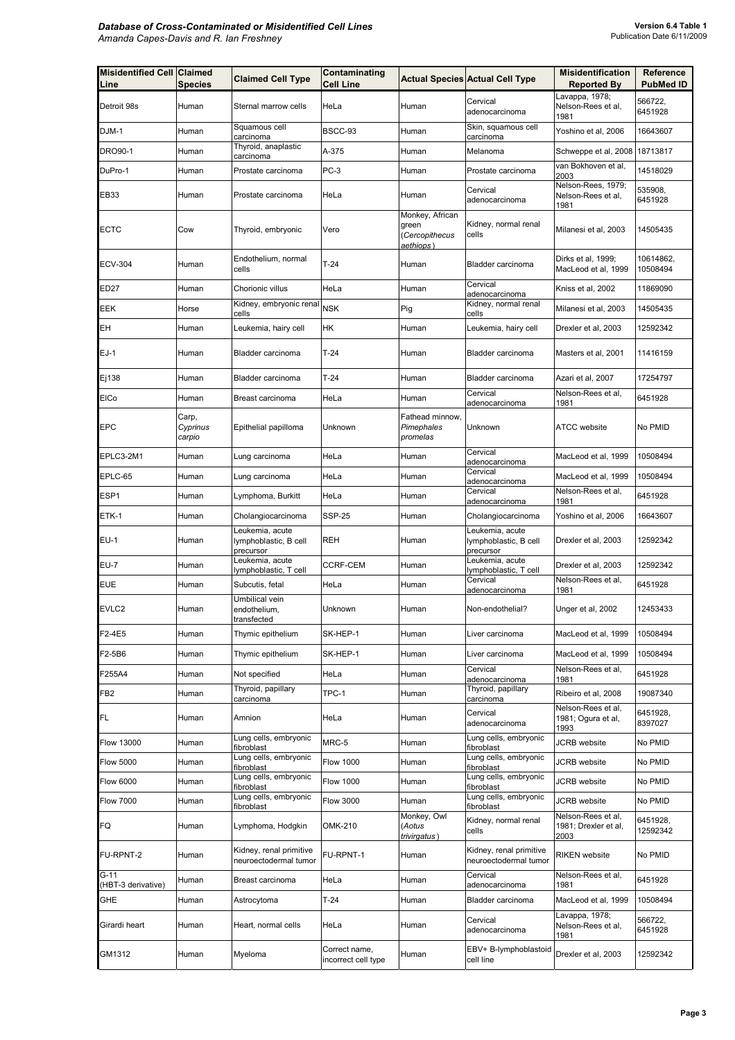| Misidentified Cell Line | Claimed Species | Claimed Cell Type | Contaminating Cell Line | Actual Species | Actual Cell Type | Misidentification Reported By | Reference PubMed ID |
|---|---|---|---|---|---|---|---|
| Detroit 98s | Human | Sternal marrow cells | HeLa | Human | Cervical adenocarcinoma | Lavappa, 1978; Nelson-Rees et al, 1981 | 566722, 6451928 |
| DJM-1 | Human | Squamous cell carcinoma | BSCC-93 | Human | Skin, squamous cell carcinoma | Yoshino et al, 2006 | 16643607 |
| DRO90-1 | Human | Thyroid, anaplastic carcinoma | A-375 | Human | Melanoma | Schweppe et al, 2008 | 18713817 |
| DuPro-1 | Human | Prostate carcinoma | PC-3 | Human | Prostate carcinoma | van Bokhoven et al, 2003 | 14518029 |
| EB33 | Human | Prostate carcinoma | HeLa | Human | Cervical adenocarcinoma | Nelson-Rees, 1979; Nelson-Rees et al, 1981 | 535908, 6451928 |
| ECTC | Cow | Thyroid, embryonic | Vero | Monkey, African green (*Cercopithecus aethiops*) | Kidney, normal renal cells | Milanesi et al, 2003 | 14505435 |
| ECV-304 | Human | Endothelium, normal cells | T-24 | Human | Bladder carcinoma | Dirks et al, 1999; MacLeod et al, 1999 | 10614862, 10508494 |
| ED27 | Human | Chorionic villus | HeLa | Human | Cervical adenocarcinoma | Kniss et al, 2002 | 11869090 |
| EEK | Horse | Kidney, embryonic renal cells | NSK | Pig | Kidney, normal renal cells | Milanesi et al, 2003 | 14505435 |
| EH | Human | Leukemia, hairy cell | HK | Human | Leukemia, hairy cell | Drexler et al, 2003 | 12592342 |
| EJ-1 | Human | Bladder carcinoma | T-24 | Human | Bladder carcinoma | Masters et al, 2001 | 11416159 |
| Ej138 | Human | Bladder carcinoma | T-24 | Human | Bladder carcinoma | Azari et al, 2007 | 17254797 |
| ElCo | Human | Breast carcinoma | HeLa | Human | Cervical adenocarcinoma | Nelson-Rees et al, 1981 | 6451928 |
| EPC | Carp, *Cyprinus carpio* | Epithelial papilloma | Unknown | Fathead minnow, *Pimephales promelas* | Unknown | ATCC website | No PMID |
| EPLC3-2M1 | Human | Lung carcinoma | HeLa | Human | Cervical adenocarcinoma | MacLeod et al, 1999 | 10508494 |
| EPLC-65 | Human | Lung carcinoma | HeLa | Human | Cervical adenocarcinoma | MacLeod et al, 1999 | 10508494 |
| ESP1 | Human | Lymphoma, Burkitt | HeLa | Human | Cervical adenocarcinoma | Nelson-Rees et al, 1981 | 6451928 |
| ETK-1 | Human | Cholangiocarcinoma | SSP-25 | Human | Cholangiocarcinoma | Yoshino et al, 2006 | 16643607 |
| EU-1 | Human | Leukemia, acute lymphoblastic, B cell precursor | REH | Human | Leukemia, acute lymphoblastic, B cell precursor | Drexler et al, 2003 | 12592342 |
| EU-7 | Human | Leukemia, acute lymphoblastic, T cell | CCRF-CEM | Human | Leukemia, acute lymphoblastic, T cell | Drexler et al, 2003 | 12592342 |
| EUE | Human | Subcutis, fetal | HeLa | Human | Cervical adenocarcinoma | Nelson-Rees et al, 1981 | 6451928 |
| EVLC2 | Human | Umbilical vein endothelium, transfected | Unknown | Human | Non-endothelial? | Unger et al, 2002 | 12453433 |
| F2-4E5 | Human | Thymic epithelium | SK-HEP-1 | Human | Liver carcinoma | MacLeod et al, 1999 | 10508494 |
| F2-5B6 | Human | Thymic epithelium | SK-HEP-1 | Human | Liver carcinoma | MacLeod et al, 1999 | 10508494 |
| F255A4 | Human | Not specified | HeLa | Human | Cervical adenocarcinoma | Nelson-Rees et al, 1981 | 6451928 |
| FB2 | Human | Thyroid, papillary carcinoma | TPC-1 | Human | Thyroid, papillary carcinoma | Ribeiro et al, 2008 | 19087340 |
| FL | Human | Amnion | HeLa | Human | Cervical adenocarcinoma | Nelson-Rees et al, 1981; Ogura et al, 1993 | 6451928, 8397027 |
| Flow 13000 | Human | Lung cells, embryonic fibroblast | MRC-5 | Human | Lung cells, embryonic fibroblast | JCRB website | No PMID |
| Flow 5000 | Human | Lung cells, embryonic fibroblast | Flow 1000 | Human | Lung cells, embryonic fibroblast | JCRB website | No PMID |
| Flow 6000 | Human | Lung cells, embryonic fibroblast | Flow 1000 | Human | Lung cells, embryonic fibroblast | JCRB website | No PMID |
| Flow 7000 | Human | Lung cells, embryonic fibroblast | Flow 3000 | Human | Lung cells, embryonic fibroblast | JCRB website | No PMID |
| FQ | Human | Lymphoma, Hodgkin | OMK-210 | Monkey, Owl (*Aotus trivirgatus*) | Kidney, normal renal cells | Nelson-Rees et al, 1981; Drexler et al, 2003 | 6451928, 12592342 |
| FU-RPNT-2 | Human | Kidney, renal primitive neuroectodermal tumor | FU-RPNT-1 | Human | Kidney, renal primitive neuroectodermal tumor | RIKEN website | No PMID |
| G-11 (HBT-3 derivative) | Human | Breast carcinoma | HeLa | Human | Cervical adenocarcinoma | Nelson-Rees et al, 1981 | 6451928 |
| GHE | Human | Astrocytoma | T-24 | Human | Bladder carcinoma | MacLeod et al, 1999 | 10508494 |
| Girardi heart | Human | Heart, normal cells | HeLa | Human | Cervical adenocarcinoma | Lavappa, 1978; Nelson-Rees et al, 1981 | 566722, 6451928 |
| GM1312 | Human | Myeloma | Correct name, incorrect cell type | Human | EBV+ B-lymphoblastoid cell line | Drexler et al, 2003 | 12592342 |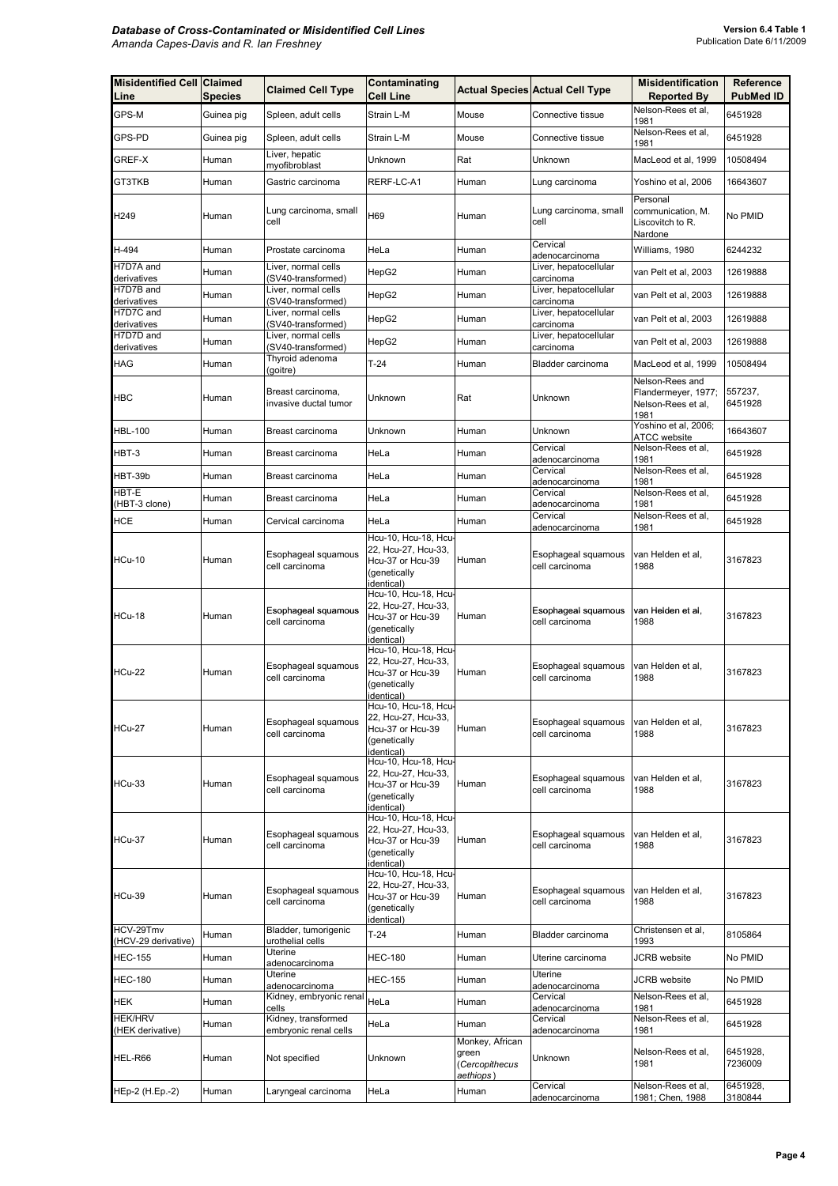| Misidentified Cell Line | Claimed Species | Claimed Cell Type | Contaminating Cell Line | Actual Species | Actual Cell Type | Misidentification Reported By | Reference PubMed ID |
|---|---|---|---|---|---|---|---|
| GPS-M | Guinea pig | Spleen, adult cells | Strain L-M | Mouse | Connective tissue | Nelson-Rees et al, 1981 | 6451928 |
| GPS-PD | Guinea pig | Spleen, adult cells | Strain L-M | Mouse | Connective tissue | Nelson-Rees et al, 1981 | 6451928 |
| GREF-X | Human | Liver, hepatic myofibroblast | Unknown | Rat | Unknown | MacLeod et al, 1999 | 10508494 |
| GT3TKB | Human | Gastric carcinoma | RERF-LC-A1 | Human | Lung carcinoma | Yoshino et al, 2006 | 16643607 |
| H249 | Human | Lung carcinoma, small cell | H69 | Human | Lung carcinoma, small cell | Personal communication, M. Liscovitch to R. Nardone | No PMID |
| H-494 | Human | Prostate carcinoma | HeLa | Human | Cervical adenocarcinoma | Williams, 1980 | 6244232 |
| H7D7A and derivatives | Human | Liver, normal cells (SV40-transformed) | HepG2 | Human | Liver, hepatocellular carcinoma | van Pelt et al, 2003 | 12619888 |
| H7D7B and derivatives | Human | Liver, normal cells (SV40-transformed) | HepG2 | Human | Liver, hepatocellular carcinoma | van Pelt et al, 2003 | 12619888 |
| H7D7C and derivatives | Human | Liver, normal cells (SV40-transformed) | HepG2 | Human | Liver, hepatocellular carcinoma | van Pelt et al, 2003 | 12619888 |
| H7D7D and derivatives | Human | Liver, normal cells (SV40-transformed) | HepG2 | Human | Liver, hepatocellular carcinoma | van Pelt et al, 2003 | 12619888 |
| HAG | Human | Thyroid adenoma (goitre) | T-24 | Human | Bladder carcinoma | MacLeod et al, 1999 | 10508494 |
| HBC | Human | Breast carcinoma, invasive ductal tumor | Unknown | Rat | Unknown | Nelson-Rees and Flandermeyer, 1977; Nelson-Rees et al, 1981 | 557237, 6451928 |
| HBL-100 | Human | Breast carcinoma | Unknown | Human | Unknown | Yoshino et al, 2006; ATCC website | 16643607 |
| HBT-3 | Human | Breast carcinoma | HeLa | Human | Cervical adenocarcinoma | Nelson-Rees et al, 1981 | 6451928 |
| HBT-39b | Human | Breast carcinoma | HeLa | Human | Cervical adenocarcinoma | Nelson-Rees et al, 1981 | 6451928 |
| HBT-E (HBT-3 clone) | Human | Breast carcinoma | HeLa | Human | Cervical adenocarcinoma | Nelson-Rees et al, 1981 | 6451928 |
| HCE | Human | Cervical carcinoma | HeLa | Human | Cervical adenocarcinoma | Nelson-Rees et al, 1981 | 6451928 |
| HCu-10 | Human | Esophageal squamous cell carcinoma | Hcu-10, Hcu-18, Hcu-22, Hcu-27, Hcu-33, Hcu-37 or Hcu-39 (genetically identical) | Human | Esophageal squamous cell carcinoma | van Helden et al, 1988 | 3167823 |
| HCu-18 | Human | Esophageal squamous cell carcinoma | Hcu-10, Hcu-18, Hcu-22, Hcu-27, Hcu-33, Hcu-37 or Hcu-39 (genetically identical) | Human | Esophageal squamous cell carcinoma | van Helden et al, 1988 | 3167823 |
| HCu-22 | Human | Esophageal squamous cell carcinoma | Hcu-10, Hcu-18, Hcu-22, Hcu-27, Hcu-33, Hcu-37 or Hcu-39 (genetically identical) | Human | Esophageal squamous cell carcinoma | van Helden et al, 1988 | 3167823 |
| HCu-27 | Human | Esophageal squamous cell carcinoma | Hcu-10, Hcu-18, Hcu-22, Hcu-27, Hcu-33, Hcu-37 or Hcu-39 (genetically identical) | Human | Esophageal squamous cell carcinoma | van Helden et al, 1988 | 3167823 |
| HCu-33 | Human | Esophageal squamous cell carcinoma | Hcu-10, Hcu-18, Hcu-22, Hcu-27, Hcu-33, Hcu-37 or Hcu-39 (genetically identical) | Human | Esophageal squamous cell carcinoma | van Helden et al, 1988 | 3167823 |
| HCu-37 | Human | Esophageal squamous cell carcinoma | Hcu-10, Hcu-18, Hcu-22, Hcu-27, Hcu-33, Hcu-37 or Hcu-39 (genetically identical) | Human | Esophageal squamous cell carcinoma | van Helden et al, 1988 | 3167823 |
| HCu-39 | Human | Esophageal squamous cell carcinoma | Hcu-10, Hcu-18, Hcu-22, Hcu-27, Hcu-33, Hcu-37 or Hcu-39 (genetically identical) | Human | Esophageal squamous cell carcinoma | van Helden et al, 1988 | 3167823 |
| HCV-29Tmv (HCV-29 derivative) | Human | Bladder, tumorigenic urothelial cells | T-24 | Human | Bladder carcinoma | Christensen et al, 1993 | 8105864 |
| HEC-155 | Human | Uterine adenocarcinoma | HEC-180 | Human | Uterine carcinoma | JCRB website | No PMID |
| HEC-180 | Human | Uterine adenocarcinoma | HEC-155 | Human | Uterine adenocarcinoma | JCRB website | No PMID |
| HEK | Human | Kidney, embryonic renal cells | HeLa | Human | Cervical adenocarcinoma | Nelson-Rees et al, 1981 | 6451928 |
| HEK/HRV (HEK derivative) | Human | Kidney, transformed embryonic renal cells | HeLa | Human | Cervical adenocarcinoma | Nelson-Rees et al, 1981 | 6451928 |
| HEL-R66 | Human | Not specified | Unknown | Monkey, African green (*Cercopithecus aethiops*) | Unknown | Nelson-Rees et al, 1981 | 6451928, 7236009 |
| HEp-2 (H.Ep.-2) | Human | Laryngeal carcinoma | HeLa | Human | Cervical adenocarcinoma | Nelson-Rees et al, 1981; Chen, 1988 | 6451928, 3180844 |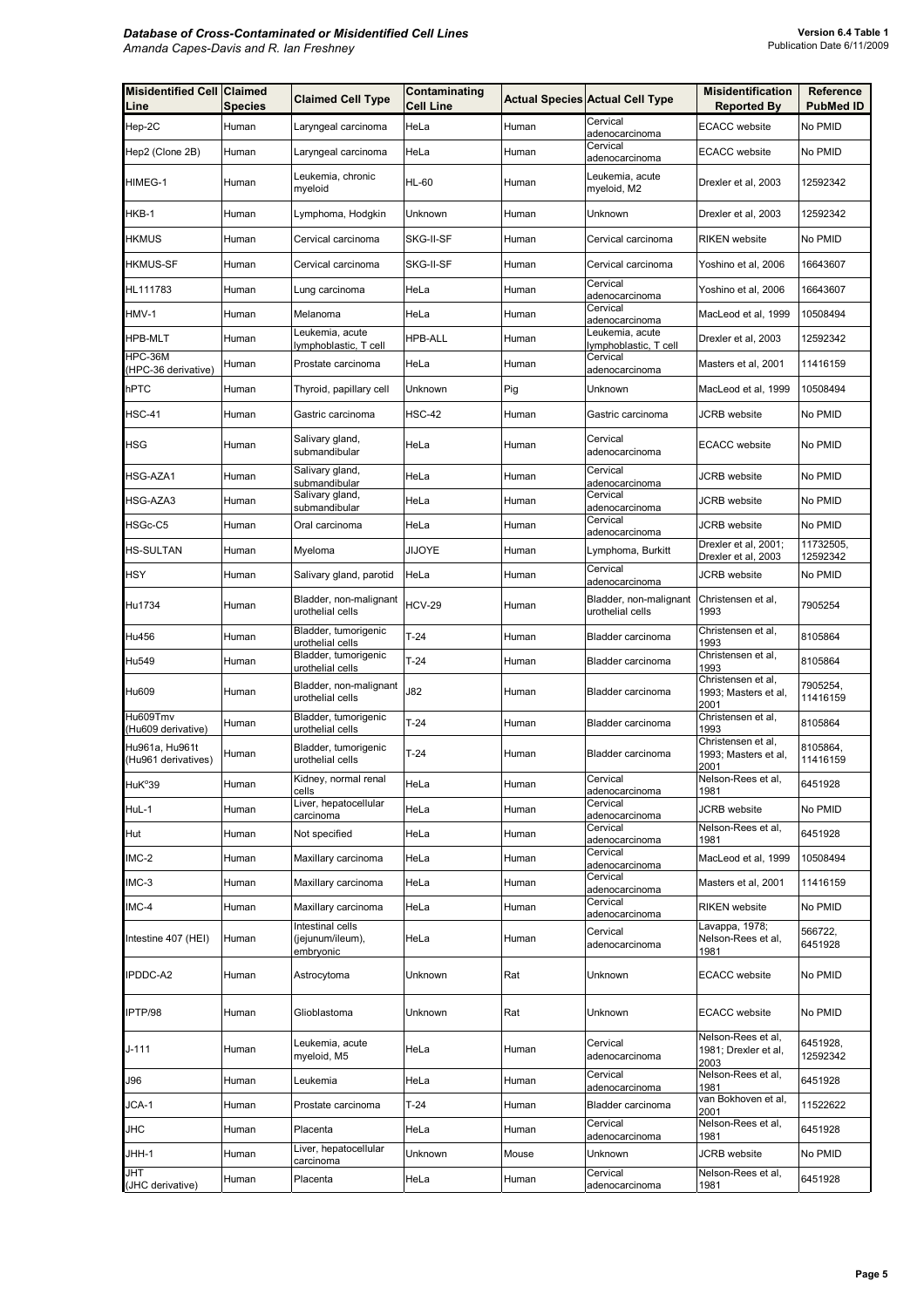| Misidentified Cell Line | Claimed Species | Claimed Cell Type | Contaminating Cell Line | Actual Species | Actual Cell Type | Misidentification Reported By | Reference PubMed ID |
|---|---|---|---|---|---|---|---|
| Hep-2C | Human | Laryngeal carcinoma | HeLa | Human | Cervical adenocarcinoma | ECACC website | No PMID |
| Hep2 (Clone 2B) | Human | Laryngeal carcinoma | HeLa | Human | Cervical adenocarcinoma | ECACC website | No PMID |
| HIMEG-1 | Human | Leukemia, chronic myeloid | HL-60 | Human | Leukemia, acute myeloid, M2 | Drexler et al, 2003 | 12592342 |
| HKB-1 | Human | Lymphoma, Hodgkin | Unknown | Human | Unknown | Drexler et al, 2003 | 12592342 |
| HKMUS | Human | Cervical carcinoma | SKG-II-SF | Human | Cervical carcinoma | RIKEN website | No PMID |
| HKMUS-SF | Human | Cervical carcinoma | SKG-II-SF | Human | Cervical carcinoma | Yoshino et al, 2006 | 16643607 |
| HL111783 | Human | Lung carcinoma | HeLa | Human | Cervical adenocarcinoma | Yoshino et al, 2006 | 16643607 |
| HMV-1 | Human | Melanoma | HeLa | Human | Cervical adenocarcinoma | MacLeod et al, 1999 | 10508494 |
| HPB-MLT | Human | Leukemia, acute lymphoblastic, T cell | HPB-ALL | Human | Leukemia, acute lymphoblastic, T cell | Drexler et al, 2003 | 12592342 |
| HPC-36M (HPC-36 derivative) | Human | Prostate carcinoma | HeLa | Human | Cervical adenocarcinoma | Masters et al, 2001 | 11416159 |
| hPTC | Human | Thyroid, papillary cell | Unknown | Pig | Unknown | MacLeod et al, 1999 | 10508494 |
| HSC-41 | Human | Gastric carcinoma | HSC-42 | Human | Gastric carcinoma | JCRB website | No PMID |
| HSG | Human | Salivary gland, submandibular | HeLa | Human | Cervical adenocarcinoma | ECACC website | No PMID |
| HSG-AZA1 | Human | Salivary gland, submandibular | HeLa | Human | Cervical adenocarcinoma | JCRB website | No PMID |
| HSG-AZA3 | Human | Salivary gland, submandibular | HeLa | Human | Cervical adenocarcinoma | JCRB website | No PMID |
| HSGc-C5 | Human | Oral carcinoma | HeLa | Human | Cervical adenocarcinoma | JCRB website | No PMID |
| HS-SULTAN | Human | Myeloma | JIJOYE | Human | Lymphoma, Burkitt | Drexler et al, 2001; Drexler et al, 2003 | 11732505, 12592342 |
| HSY | Human | Salivary gland, parotid | HeLa | Human | Cervical adenocarcinoma | JCRB website | No PMID |
| Hu1734 | Human | Bladder, non-malignant urothelial cells | HCV-29 | Human | Bladder, non-malignant urothelial cells | Christensen et al, 1993 | 7905254 |
| Hu456 | Human | Bladder, tumorigenic urothelial cells | T-24 | Human | Bladder carcinoma | Christensen et al, 1993 | 8105864 |
| Hu549 | Human | Bladder, tumorigenic urothelial cells | T-24 | Human | Bladder carcinoma | Christensen et al, 1993 | 8105864 |
| Hu609 | Human | Bladder, non-malignant urothelial cells | J82 | Human | Bladder carcinoma | Christensen et al, 1993; Masters et al, 2001 | 7905254, 11416159 |
| Hu609Tmv (Hu609 derivative) | Human | Bladder, tumorigenic urothelial cells | T-24 | Human | Bladder carcinoma | Christensen et al, 1993 | 8105864 |
| Hu961a, Hu961t (Hu961 derivatives) | Human | Bladder, tumorigenic urothelial cells | T-24 | Human | Bladder carcinoma | Christensen et al, 1993; Masters et al, 2001 | 8105864, 11416159 |
| HuK$^{o}$39 | Human | Kidney, normal renal cells | HeLa | Human | Cervical adenocarcinoma | Nelson-Rees et al, 1981 | 6451928 |
| HuL-1 | Human | Liver, hepatocellular carcinoma | HeLa | Human | Cervical adenocarcinoma | JCRB website | No PMID |
| Hut | Human | Not specified | HeLa | Human | Cervical adenocarcinoma | Nelson-Rees et al, 1981 | 6451928 |
| IMC-2 | Human | Maxillary carcinoma | HeLa | Human | Cervical adenocarcinoma | MacLeod et al, 1999 | 10508494 |
| IMC-3 | Human | Maxillary carcinoma | HeLa | Human | Cervical adenocarcinoma | Masters et al, 2001 | 11416159 |
| IMC-4 | Human | Maxillary carcinoma | HeLa | Human | Cervical adenocarcinoma | RIKEN website | No PMID |
| Intestine 407 (HEI) | Human | Intestinal cells (jejunum/ileum), embryonic | HeLa | Human | Cervical adenocarcinoma | Lavappa, 1978; Nelson-Rees et al, 1981 | 566722, 6451928 |
| IPDDC-A2 | Human | Astrocytoma | Unknown | Rat | Unknown | ECACC website | No PMID |
| IPTP/98 | Human | Glioblastoma | Unknown | Rat | Unknown | ECACC website | No PMID |
| J-111 | Human | Leukemia, acute myeloid, M5 | HeLa | Human | Cervical adenocarcinoma | Nelson-Rees et al, 1981; Drexler et al, 2003 | 6451928, 12592342 |
| J96 | Human | Leukemia | HeLa | Human | Cervical adenocarcinoma | Nelson-Rees et al, 1981 | 6451928 |
| JCA-1 | Human | Prostate carcinoma | T-24 | Human | Bladder carcinoma | van Bokhoven et al, 2001 | 11522622 |
| JHC | Human | Placenta | HeLa | Human | Cervical adenocarcinoma | Nelson-Rees et al, 1981 | 6451928 |
| JHH-1 | Human | Liver, hepatocellular carcinoma | Unknown | Mouse | Unknown | JCRB website | No PMID |
| JHT (JHC derivative) | Human | Placenta | HeLa | Human | Cervical adenocarcinoma | Nelson-Rees et al, 1981 | 6451928 |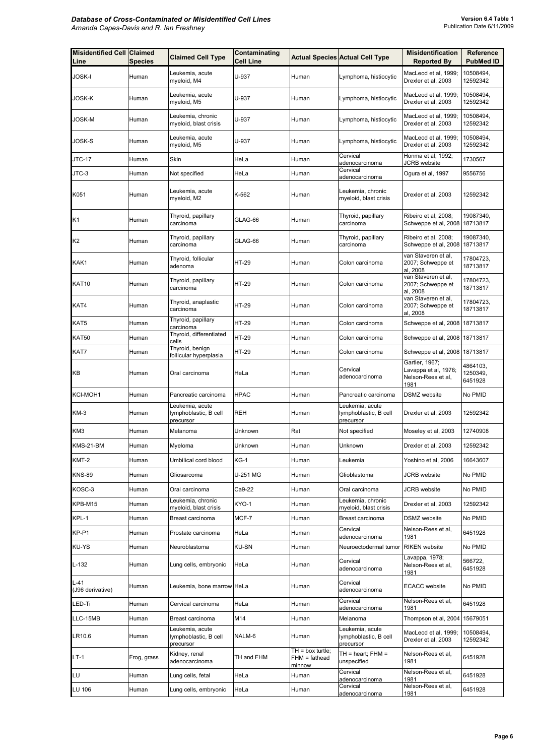| Misidentified Cell Line | Claimed Species | Claimed Cell Type | Contaminating Cell Line | Actual Species | Actual Cell Type | Misidentification Reported By | Reference PubMed ID |
|---|---|---|---|---|---|---|---|
| JOSK-I | Human | Leukemia, acute myeloid, M4 | U-937 | Human | Lymphoma, histiocytic | MacLeod et al, 1999; Drexler et al, 2003 | 10508494, 12592342 |
| JOSK-K | Human | Leukemia, acute myeloid, M5 | U-937 | Human | Lymphoma, histiocytic | MacLeod et al, 1999; Drexler et al, 2003 | 10508494, 12592342 |
| JOSK-M | Human | Leukemia, chronic myeloid, blast crisis | U-937 | Human | Lymphoma, histiocytic | MacLeod et al, 1999; Drexler et al, 2003 | 10508494, 12592342 |
| JOSK-S | Human | Leukemia, acute myeloid, M5 | U-937 | Human | Lymphoma, histiocytic | MacLeod et al, 1999; Drexler et al, 2003 | 10508494, 12592342 |
| JTC-17 | Human | Skin | HeLa | Human | Cervical adenocarcinoma | Honma et al, 1992; JCRB website | 1730567 |
| JTC-3 | Human | Not specified | HeLa | Human | Cervical adenocarcinoma | Ogura et al, 1997 | 9556756 |
| K051 | Human | Leukemia, acute myeloid, M2 | K-562 | Human | Leukemia, chronic myeloid, blast crisis | Drexler et al, 2003 | 12592342 |
| K1 | Human | Thyroid, papillary carcinoma | GLAG-66 | Human | Thyroid, papillary carcinoma | Ribeiro et al, 2008; Schweppe et al, 2008 | 19087340, 18713817 |
| K2 | Human | Thyroid, papillary carcinoma | GLAG-66 | Human | Thyroid, papillary carcinoma | Ribeiro et al, 2008; Schweppe et al, 2008 | 19087340, 18713817 |
| KAK1 | Human | Thyroid, follicular adenoma | HT-29 | Human | Colon carcinoma | van Staveren et al, 2007; Schweppe et al, 2008 | 17804723, 18713817 |
| KAT10 | Human | Thyroid, papillary carcinoma | HT-29 | Human | Colon carcinoma | van Staveren et al, 2007; Schweppe et al, 2008 | 17804723, 18713817 |
| KAT4 | Human | Thyroid, anaplastic carcinoma | HT-29 | Human | Colon carcinoma | van Staveren et al, 2007; Schweppe et al, 2008 | 17804723, 18713817 |
| KAT5 | Human | Thyroid, papillary carcinoma | HT-29 | Human | Colon carcinoma | Schweppe et al, 2008 | 18713817 |
| KAT50 | Human | Thyroid, differentiated cells | HT-29 | Human | Colon carcinoma | Schweppe et al, 2008 | 18713817 |
| KAT7 | Human | Thyroid, benign follicular hyperplasia | HT-29 | Human | Colon carcinoma | Schweppe et al, 2008 | 18713817 |
| KB | Human | Oral carcinoma | HeLa | Human | Cervical adenocarcinoma | Gartler, 1967; Lavappa et al, 1976; Nelson-Rees et al, 1981 | 4864103, 1250349, 6451928 |
| KCI-MOH1 | Human | Pancreatic carcinoma | HPAC | Human | Pancreatic carcinoma | DSMZ website | No PMID |
| KM-3 | Human | Leukemia, acute lymphoblastic, B cell precursor | REH | Human | Leukemia, acute lymphoblastic, B cell precursor | Drexler et al, 2003 | 12592342 |
| KM3 | Human | Melanoma | Unknown | Rat | Not specified | Moseley et al, 2003 | 12740908 |
| KMS-21-BM | Human | Myeloma | Unknown | Human | Unknown | Drexler et al, 2003 | 12592342 |
| KMT-2 | Human | Umbilical cord blood | KG-1 | Human | Leukemia | Yoshino et al, 2006 | 16643607 |
| KNS-89 | Human | Gliosarcoma | U-251 MG | Human | Glioblastoma | JCRB website | No PMID |
| KOSC-3 | Human | Oral carcinoma | Ca9-22 | Human | Oral carcinoma | JCRB website | No PMID |
| KPB-M15 | Human | Leukemia, chronic myeloid, blast crisis | KYO-1 | Human | Leukemia, chronic myeloid, blast crisis | Drexler et al, 2003 | 12592342 |
| KPL-1 | Human | Breast carcinoma | MCF-7 | Human | Breast carcinoma | DSMZ website | No PMID |
| KP-P1 | Human | Prostate carcinoma | HeLa | Human | Cervical adenocarcinoma | Nelson-Rees et al, 1981 | 6451928 |
| KU-YS | Human | Neuroblastoma | KU-SN | Human | Neuroectodermal tumor | RIKEN website | No PMID |
| L-132 | Human | Lung cells, embryonic | HeLa | Human | Cervical adenocarcinoma | Lavappa, 1978; Nelson-Rees et al, 1981 | 566722, 6451928 |
| L-41 (J96 derivative) | Human | Leukemia, bone marrow | HeLa | Human | Cervical adenocarcinoma | ECACC website | No PMID |
| LED-Ti | Human | Cervical carcinoma | HeLa | Human | Cervical adenocarcinoma | Nelson-Rees et al, 1981 | 6451928 |
| LLC-15MB | Human | Breast carcinoma | M14 | Human | Melanoma | Thompson et al, 2004 | 15679051 |
| LR10.6 | Human | Leukemia, acute lymphoblastic, B cell precursor | NALM-6 | Human | Leukemia, acute lymphoblastic, B cell precursor | MacLeod et al, 1999; Drexler et al, 2003 | 10508494, 12592342 |
| LT-1 | Frog, grass | Kidney, renal adenocarcinoma | TH and FHM | TH = box turtle; FHM = fathead minnow | TH = heart; FHM = unspecified | Nelson-Rees et al, 1981 | 6451928 |
| LU | Human | Lung cells, fetal | HeLa | Human | Cervical adenocarcinoma | Nelson-Rees et al, 1981 | 6451928 |
| LU 106 | Human | Lung cells, embryonic | HeLa | Human | Cervical adenocarcinoma | Nelson-Rees et al, 1981 | 6451928 |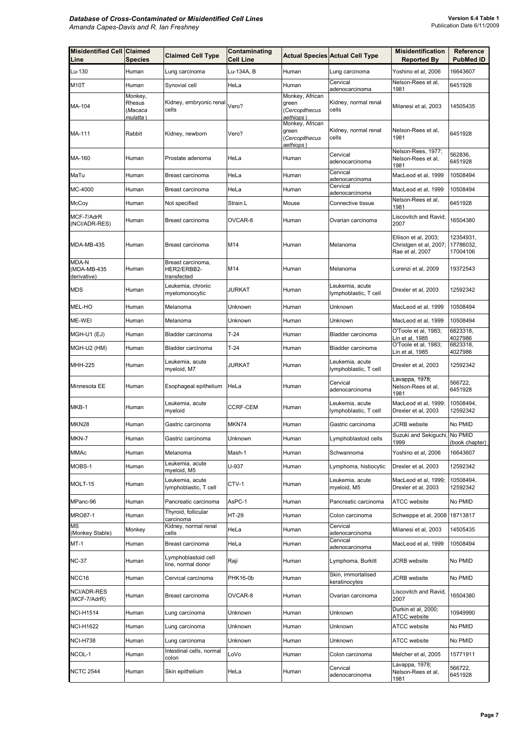| Misidentified Cell Line | Claimed Species | Claimed Cell Type | Contaminating Cell Line | Actual Species | Actual Cell Type | Misidentification Reported By | Reference PubMed ID |
|---|---|---|---|---|---|---|---|
| Lu-130 | Human | Lung carcinoma | Lu-134A, B | Human | Lung carcinoma | Yoshino et al, 2006 | 16643607 |
| M10T | Human | Synovial cell | HeLa | Human | Cervical adenocarcinoma | Nelson-Rees et al, 1981 | 6451928 |
| MA-104 | Monkey, Rhesus (*Macaca mulatta*) | Kidney, embryonic renal cells | Vero? | Monkey, African green (*Cercopithecus aethiops*) | Kidney, normal renal cells | Milanesi et al, 2003 | 14505435 |
| MA-111 | Rabbit | Kidney, newborn | Vero? | Monkey, African green (*Cercopithecus aethiops*) | Kidney, normal renal cells | Nelson-Rees et al, 1981 | 6451928 |
| MA-160 | Human | Prostate adenoma | HeLa | Human | Cervical adenocarcinoma | Nelson-Rees, 1977; Nelson-Rees et al, 1981 | 562836, 6451928 |
| MaTu | Human | Breast carcinoma | HeLa | Human | Cervical adenocarcinoma | MacLeod et al, 1999 | 10508494 |
| MC-4000 | Human | Breast carcinoma | HeLa | Human | Cervical adenocarcinoma | MacLeod et al, 1999 | 10508494 |
| McCoy | Human | Not specified | Strain L | Mouse | Connective tissue | Nelson-Rees et al, 1981 | 6451928 |
| MCF-7/AdrR (NCI/ADR-RES) | Human | Breast carcinoma | OVCAR-8 | Human | Ovarian carcinoma | Liscovitch and Ravid, 2007 | 16504380 |
| MDA-MB-435 | Human | Breast carcinoma | M14 | Human | Melanoma | Ellison et al, 2003; Christgen et al, 2007; Rae et al, 2007 | 12354931, 17786032, 17004106 |
| MDA-N (MDA-MB-435 derivative) | Human | Breast carcinoma, HER2/ERBB2-transfected | M14 | Human | Melanoma | Lorenzi et al, 2009 | 19372543 |
| MDS | Human | Leukemia, chronic myelomonocytic | JURKAT | Human | Leukemia, acute lymphoblastic, T cell | Drexler et al, 2003 | 12592342 |
| MEL-HO | Human | Melanoma | Unknown | Human | Unknown | MacLeod et al, 1999 | 10508494 |
| ME-WEI | Human | Melanoma | Unknown | Human | Unknown | MacLeod et al, 1999 | 10508494 |
| MGH-U1 (EJ) | Human | Bladder carcinoma | T-24 | Human | Bladder carcinoma | O'Toole et al, 1983; Lin et al, 1985 | 6823318, 4027986 |
| MGH-U2 (HM) | Human | Bladder carcinoma | T-24 | Human | Bladder carcinoma | O'Toole et al, 1983; Lin et al, 1985 | 6823318, 4027986 |
| MHH-225 | Human | Leukemia, acute myeloid, M7 | JURKAT | Human | Leukemia, acute lymphoblastic, T cell | Drexler et al, 2003 | 12592342 |
| Minnesota EE | Human | Esophageal epithelium | HeLa | Human | Cervical adenocarcinoma | Lavappa, 1978; Nelson-Rees et al, 1981 | 566722, 6451928 |
| MKB-1 | Human | Leukemia, acute myeloid | CCRF-CEM | Human | Leukemia, acute lymphoblastic, T cell | MacLeod et al, 1999; Drexler et al, 2003 | 10508494, 12592342 |
| MKN28 | Human | Gastric carcinoma | MKN74 | Human | Gastric carcinoma | JCRB website | No PMID |
| MKN-7 | Human | Gastric carcinoma | Unknown | Human | Lymphoblastoid cells | Suzuki and Sekiguchi, 1999 | No PMID (book chapter) |
| MMAc | Human | Melanoma | Mash-1 | Human | Schwannoma | Yoshino et al, 2006 | 16643607 |
| MOBS-1 | Human | Leukemia, acute myeloid, M5 | U-937 | Human | Lymphoma, histiocytic | Drexler et al, 2003 | 12592342 |
| MOLT-15 | Human | Leukemia, acute lymphoblastic, T cell | CTV-1 | Human | Leukemia, acute myeloid, M5 | MacLeod et al, 1999; Drexler et al, 2003 | 10508494, 12592342 |
| MPanc-96 | Human | Pancreatic carcinoma | AsPC-1 | Human | Pancreatic carcinoma | ATCC website | No PMID |
| MRO87-1 | Human | Thyroid, follicular carcinoma | HT-29 | Human | Colon carcinoma | Schweppe et al, 2008 | 18713817 |
| MS (Monkey Stable) | Monkey | Kidney, normal renal cells | HeLa | Human | Cervical adenocarcinoma | Milanesi et al, 2003 | 14505435 |
| MT-1 | Human | Breast carcinoma | HeLa | Human | Cervical adenocarcinoma | MacLeod et al, 1999 | 10508494 |
| NC-37 | Human | Lymphoblastoid cell line, normal donor | Raji | Human | Lymphoma, Burkitt | JCRB website | No PMID |
| NCC16 | Human | Cervical carcinoma | PHK16-0b | Human | Skin, immortalised keratinocytes | JCRB website | No PMID |
| NCI/ADR-RES (MCF-7/AdrR) | Human | Breast carcinoma | OVCAR-8 | Human | Ovarian carcinoma | Liscovitch and Ravid, 2007 | 16504380 |
| NCI-H1514 | Human | Lung carcinoma | Unknown | Human | Unknown | Durkin et al, 2000; ATCC website | 10949990 |
| NCI-H1622 | Human | Lung carcinoma | Unknown | Human | Unknown | ATCC website | No PMID |
| NCI-H738 | Human | Lung carcinoma | Unknown | Human | Unknown | ATCC website | No PMID |
| NCOL-1 | Human | Intestinal cells, normal colon | LoVo | Human | Colon carcinoma | Melcher et al, 2005 | 15771911 |
| NCTC 2544 | Human | Skin epithelium | HeLa | Human | Cervical adenocarcinoma | Lavappa, 1978; Nelson-Rees et al, 1981 | 566722, 6451928 |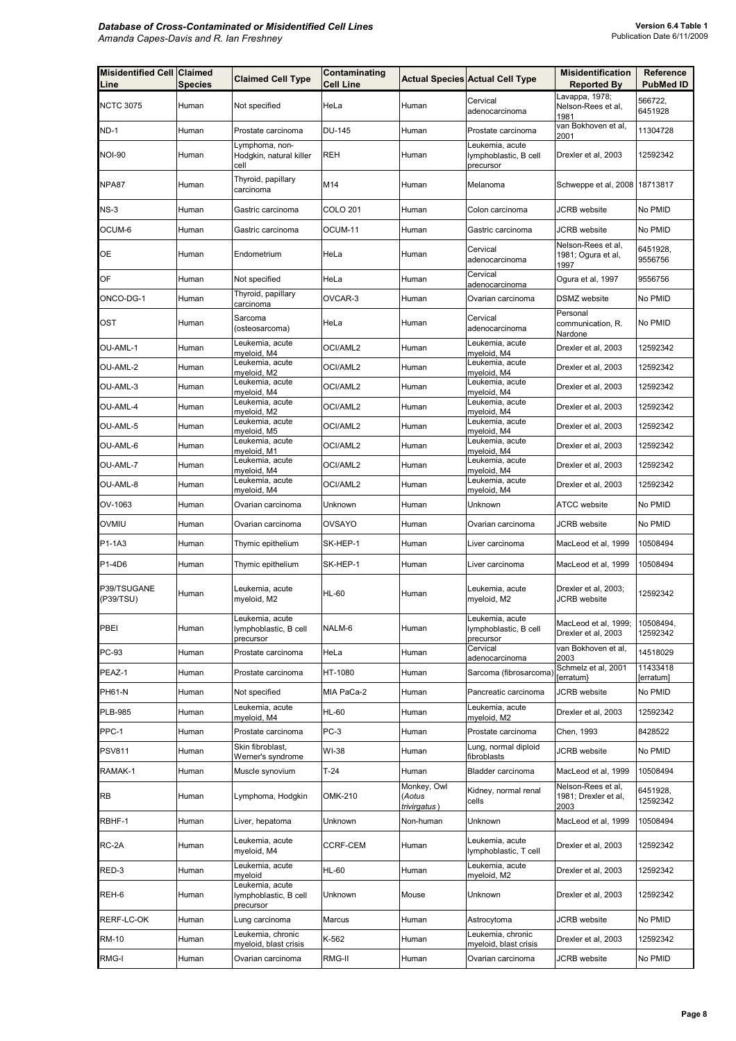| Misidentified Cell Line | Claimed Species | Claimed Cell Type | Contaminating Cell Line | Actual Species | Actual Cell Type | Misidentification Reported By | Reference PubMed ID |
|---|---|---|---|---|---|---|---|
| NCTC 3075 | Human | Not specified | HeLa | Human | Cervical adenocarcinoma | Lavappa, 1978; Nelson-Rees et al, 1981 | 566722, 6451928 |
| ND-1 | Human | Prostate carcinoma | DU-145 | Human | Prostate carcinoma | van Bokhoven et al, 2001 | 11304728 |
| NOI-90 | Human | Lymphoma, non-Hodgkin, natural killer cell | REH | Human | Leukemia, acute lymphoblastic, B cell precursor | Drexler et al, 2003 | 12592342 |
| NPA87 | Human | Thyroid, papillary carcinoma | M14 | Human | Melanoma | Schweppe et al, 2008 | 18713817 |
| NS-3 | Human | Gastric carcinoma | COLO 201 | Human | Colon carcinoma | JCRB website | No PMID |
| OCUM-6 | Human | Gastric carcinoma | OCUM-11 | Human | Gastric carcinoma | JCRB website | No PMID |
| OE | Human | Endometrium | HeLa | Human | Cervical adenocarcinoma | Nelson-Rees et al, 1981; Ogura et al, 1997 | 6451928, 9556756 |
| OF | Human | Not specified | HeLa | Human | Cervical adenocarcinoma | Ogura et al, 1997 | 9556756 |
| ONCO-DG-1 | Human | Thyroid, papillary carcinoma | OVCAR-3 | Human | Ovarian carcinoma | DSMZ website | No PMID |
| OST | Human | Sarcoma (osteosarcoma) | HeLa | Human | Cervical adenocarcinoma | Personal communication, R. Nardone | No PMID |
| OU-AML-1 | Human | Leukemia, acute myeloid, M4 | OCI/AML2 | Human | Leukemia, acute myeloid, M4 | Drexler et al, 2003 | 12592342 |
| OU-AML-2 | Human | Leukemia, acute myeloid, M2 | OCI/AML2 | Human | Leukemia, acute myeloid, M4 | Drexler et al, 2003 | 12592342 |
| OU-AML-3 | Human | Leukemia, acute myeloid, M4 | OCI/AML2 | Human | Leukemia, acute myeloid, M4 | Drexler et al, 2003 | 12592342 |
| OU-AML-4 | Human | Leukemia, acute myeloid, M2 | OCI/AML2 | Human | Leukemia, acute myeloid, M4 | Drexler et al, 2003 | 12592342 |
| OU-AML-5 | Human | Leukemia, acute myeloid, M5 | OCI/AML2 | Human | Leukemia, acute myeloid, M4 | Drexler et al, 2003 | 12592342 |
| OU-AML-6 | Human | Leukemia, acute myeloid, M1 | OCI/AML2 | Human | Leukemia, acute myeloid, M4 | Drexler et al, 2003 | 12592342 |
| OU-AML-7 | Human | Leukemia, acute myeloid, M4 | OCI/AML2 | Human | Leukemia, acute myeloid, M4 | Drexler et al, 2003 | 12592342 |
| OU-AML-8 | Human | Leukemia, acute myeloid, M4 | OCI/AML2 | Human | Leukemia, acute myeloid, M4 | Drexler et al, 2003 | 12592342 |
| OV-1063 | Human | Ovarian carcinoma | Unknown | Human | Unknown | ATCC website | No PMID |
| OVMIU | Human | Ovarian carcinoma | OVSAYO | Human | Ovarian carcinoma | JCRB website | No PMID |
| P1-1A3 | Human | Thymic epithelium | SK-HEP-1 | Human | Liver carcinoma | MacLeod et al, 1999 | 10508494 |
| P1-4D6 | Human | Thymic epithelium | SK-HEP-1 | Human | Liver carcinoma | MacLeod et al, 1999 | 10508494 |
| P39/TSUGANE (P39/TSU) | Human | Leukemia, acute myeloid, M2 | HL-60 | Human | Leukemia, acute myeloid, M2 | Drexler et al, 2003; JCRB website | 12592342 |
| PBEI | Human | Leukemia, acute lymphoblastic, B cell precursor | NALM-6 | Human | Leukemia, acute lymphoblastic, B cell precursor | MacLeod et al, 1999; Drexler et al, 2003 | 10508494, 12592342 |
| PC-93 | Human | Prostate carcinoma | HeLa | Human | Cervical adenocarcinoma | van Bokhoven et al, 2003 | 14518029 |
| PEAZ-1 | Human | Prostate carcinoma | HT-1080 | Human | Sarcoma (fibrosarcoma) | Schmelz et al, 2001 [erratum] | 11433418 [erratum] |
| PH61-N | Human | Not specified | MIA PaCa-2 | Human | Pancreatic carcinoma | JCRB website | No PMID |
| PLB-985 | Human | Leukemia, acute myeloid, M4 | HL-60 | Human | Leukemia, acute myeloid, M2 | Drexler et al, 2003 | 12592342 |
| PPC-1 | Human | Prostate carcinoma | PC-3 | Human | Prostate carcinoma | Chen, 1993 | 8428522 |
| PSV811 | Human | Skin fibroblast, Werner's syndrome | WI-38 | Human | Lung, normal diploid fibroblasts | JCRB website | No PMID |
| RAMAK-1 | Human | Muscle synovium | T-24 | Human | Bladder carcinoma | MacLeod et al, 1999 | 10508494 |
| RB | Human | Lymphoma, Hodgkin | OMK-210 | Monkey, Owl (*Aotus trivirgatus*) | Kidney, normal renal cells | Nelson-Rees et al, 1981; Drexler et al, 2003 | 6451928, 12592342 |
| RBHF-1 | Human | Liver, hepatoma | Unknown | Non-human | Unknown | MacLeod et al, 1999 | 10508494 |
| RC-2A | Human | Leukemia, acute myeloid, M4 | CCRF-CEM | Human | Leukemia, acute lymphoblastic, T cell | Drexler et al, 2003 | 12592342 |
| RED-3 | Human | Leukemia, acute myeloid | HL-60 | Human | Leukemia, acute myeloid, M2 | Drexler et al, 2003 | 12592342 |
| REH-6 | Human | Leukemia, acute lymphoblastic, B cell precursor | Unknown | Mouse | Unknown | Drexler et al, 2003 | 12592342 |
| RERF-LC-OK | Human | Lung carcinoma | Marcus | Human | Astrocytoma | JCRB website | No PMID |
| RM-10 | Human | Leukemia, chronic myeloid, blast crisis | K-562 | Human | Leukemia, chronic myeloid, blast crisis | Drexler et al, 2003 | 12592342 |
| RMG-I | Human | Ovarian carcinoma | RMG-II | Human | Ovarian carcinoma | JCRB website | No PMID |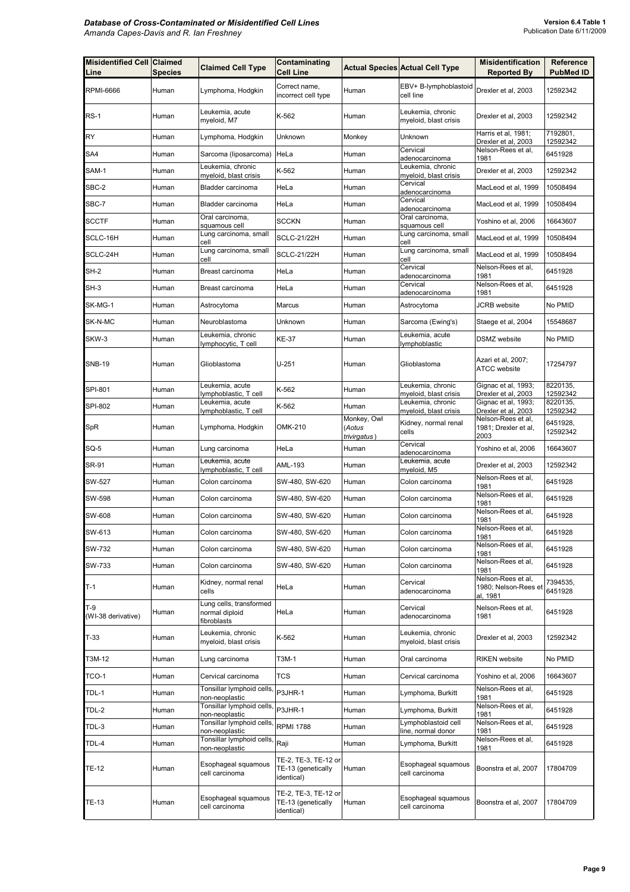| Misidentified Cell Line | Claimed Species | Claimed Cell Type | Contaminating Cell Line | Actual Species | Actual Cell Type | Misidentification Reported By | Reference PubMed ID |
|---|---|---|---|---|---|---|---|
| RPMI-6666 | Human | Lymphoma, Hodgkin | Correct name, incorrect cell type | Human | EBV+ B-lymphoblastoid cell line | Drexler et al, 2003 | 12592342 |
| RS-1 | Human | Leukemia, acute myeloid, M7 | K-562 | Human | Leukemia, chronic myeloid, blast crisis | Drexler et al, 2003 | 12592342 |
| RY | Human | Lymphoma, Hodgkin | Unknown | Monkey | Unknown | Harris et al, 1981; Drexler et al, 2003 | 7192801, 12592342 |
| SA4 | Human | Sarcoma (liposarcoma) | HeLa | Human | Cervical adenocarcinoma | Nelson-Rees et al, 1981 | 6451928 |
| SAM-1 | Human | Leukemia, chronic myeloid, blast crisis | K-562 | Human | Leukemia, chronic myeloid, blast crisis | Drexler et al, 2003 | 12592342 |
| SBC-2 | Human | Bladder carcinoma | HeLa | Human | Cervical adenocarcinoma | MacLeod et al, 1999 | 10508494 |
| SBC-7 | Human | Bladder carcinoma | HeLa | Human | Cervical adenocarcinoma | MacLeod et al, 1999 | 10508494 |
| SCCTF | Human | Oral carcinoma, squamous cell | SCCKN | Human | Oral carcinoma, squamous cell | Yoshino et al, 2006 | 16643607 |
| SCLC-16H | Human | Lung carcinoma, small cell | SCLC-21/22H | Human | Lung carcinoma, small cell | MacLeod et al, 1999 | 10508494 |
| SCLC-24H | Human | Lung carcinoma, small cell | SCLC-21/22H | Human | Lung carcinoma, small cell | MacLeod et al, 1999 | 10508494 |
| SH-2 | Human | Breast carcinoma | HeLa | Human | Cervical adenocarcinoma | Nelson-Rees et al, 1981 | 6451928 |
| SH-3 | Human | Breast carcinoma | HeLa | Human | Cervical adenocarcinoma | Nelson-Rees et al, 1981 | 6451928 |
| SK-MG-1 | Human | Astrocytoma | Marcus | Human | Astrocytoma | JCRB website | No PMID |
| SK-N-MC | Human | Neuroblastoma | Unknown | Human | Sarcoma (Ewing's) | Staege et al, 2004 | 15548687 |
| SKW-3 | Human | Leukemia, chronic lymphocytic, T cell | KE-37 | Human | Leukemia, acute lymphoblastic | DSMZ website | No PMID |
| SNB-19 | Human | Glioblastoma | U-251 | Human | Glioblastoma | Azari et al, 2007; ATCC website | 17254797 |
| SPI-801 | Human | Leukemia, acute lymphoblastic, T cell | K-562 | Human | Leukemia, chronic myeloid, blast crisis | Gignac et al, 1993; Drexler et al, 2003 | 8220135, 12592342 |
| SPI-802 | Human | Leukemia, acute lymphoblastic, T cell | K-562 | Human | Leukemia, chronic myeloid, blast crisis | Gignac et al, 1993; Drexler et al, 2003 | 8220135, 12592342 |
| SpR | Human | Lymphoma, Hodgkin | OMK-210 | Monkey, Owl (*Aotus trivirgatus*) | Kidney, normal renal cells | Nelson-Rees et al, 1981; Drexler et al, 2003 | 6451928, 12592342 |
| SQ-5 | Human | Lung carcinoma | HeLa | Human | Cervical adenocarcinoma | Yoshino et al, 2006 | 16643607 |
| SR-91 | Human | Leukemia, acute lymphoblastic, T cell | AML-193 | Human | Leukemia, acute myeloid, M5 | Drexler et al, 2003 | 12592342 |
| SW-527 | Human | Colon carcinoma | SW-480, SW-620 | Human | Colon carcinoma | Nelson-Rees et al, 1981 | 6451928 |
| SW-598 | Human | Colon carcinoma | SW-480, SW-620 | Human | Colon carcinoma | Nelson-Rees et al, 1981 | 6451928 |
| SW-608 | Human | Colon carcinoma | SW-480, SW-620 | Human | Colon carcinoma | Nelson-Rees et al, 1981 | 6451928 |
| SW-613 | Human | Colon carcinoma | SW-480, SW-620 | Human | Colon carcinoma | Nelson-Rees et al, 1981 | 6451928 |
| SW-732 | Human | Colon carcinoma | SW-480, SW-620 | Human | Colon carcinoma | Nelson-Rees et al, 1981 | 6451928 |
| SW-733 | Human | Colon carcinoma | SW-480, SW-620 | Human | Colon carcinoma | Nelson-Rees et al, 1981 | 6451928 |
| T-1 | Human | Kidney, normal renal cells | HeLa | Human | Cervical adenocarcinoma | Nelson-Rees et al, 1980; Nelson-Rees et al, 1981 | 7394535, 6451928 |
| T-9 (WI-38 derivative) | Human | Lung cells, transformed normal diploid fibroblasts | HeLa | Human | Cervical adenocarcinoma | Nelson-Rees et al, 1981 | 6451928 |
| T-33 | Human | Leukemia, chronic myeloid, blast crisis | K-562 | Human | Leukemia, chronic myeloid, blast crisis | Drexler et al, 2003 | 12592342 |
| T3M-12 | Human | Lung carcinoma | T3M-1 | Human | Oral carcinoma | RIKEN website | No PMID |
| TCO-1 | Human | Cervical carcinoma | TCS | Human | Cervical carcinoma | Yoshino et al, 2006 | 16643607 |
| TDL-1 | Human | Tonsillar lymphoid cells, non-neoplastic | P3JHR-1 | Human | Lymphoma, Burkitt | Nelson-Rees et al, 1981 | 6451928 |
| TDL-2 | Human | Tonsillar lymphoid cells, non-neoplastic | P3JHR-1 | Human | Lymphoma, Burkitt | Nelson-Rees et al, 1981 | 6451928 |
| TDL-3 | Human | Tonsillar lymphoid cells, non-neoplastic | RPMI 1788 | Human | Lymphoblastoid cell line, normal donor | Nelson-Rees et al, 1981 | 6451928 |
| TDL-4 | Human | Tonsillar lymphoid cells, non-neoplastic | Raji | Human | Lymphoma, Burkitt | Nelson-Rees et al, 1981 | 6451928 |
| TE-12 | Human | Esophageal squamous cell carcinoma | TE-2, TE-3, TE-12 or TE-13 (genetically identical) | Human | Esophageal squamous cell carcinoma | Boonstra et al, 2007 | 17804709 |
| TE-13 | Human | Esophageal squamous cell carcinoma | TE-2, TE-3, TE-12 or TE-13 (genetically identical) | Human | Esophageal squamous cell carcinoma | Boonstra et al, 2007 | 17804709 |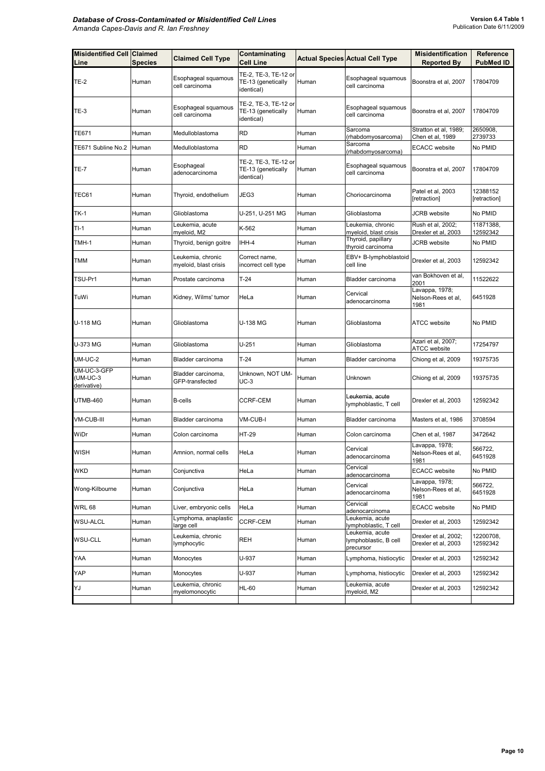| Misidentified Cell Line | Claimed Species | Claimed Cell Type | Contaminating Cell Line | Actual Species | Actual Cell Type | Misidentification Reported By | Reference PubMed ID |
|---|---|---|---|---|---|---|---|
| TE-2 | Human | Esophageal squamous cell carcinoma | TE-2, TE-3, TE-12 or TE-13 (genetically identical) | Human | Esophageal squamous cell carcinoma | Boonstra et al, 2007 | 17804709 |
| TE-3 | Human | Esophageal squamous cell carcinoma | TE-2, TE-3, TE-12 or TE-13 (genetically identical) | Human | Esophageal squamous cell carcinoma | Boonstra et al, 2007 | 17804709 |
| TE671 | Human | Medulloblastoma | RD | Human | Sarcoma (rhabdomyosarcoma) | Stratton et al, 1989; Chen et al, 1989 | 2650908, 2739733 |
| TE671 Subline No.2 | Human | Medulloblastoma | RD | Human | Sarcoma (rhabdomyosarcoma) | ECACC website | No PMID |
| TE-7 | Human | Esophageal adenocarcinoma | TE-2, TE-3, TE-12 or TE-13 (genetically identical) | Human | Esophageal squamous cell carcinoma | Boonstra et al, 2007 | 17804709 |
| TEC61 | Human | Thyroid, endothelium | JEG3 | Human | Choriocarcinoma | Patel et al, 2003 [retraction] | 12388152 [retraction] |
| TK-1 | Human | Glioblastoma | U-251, U-251 MG | Human | Glioblastoma | JCRB website | No PMID |
| TI-1 | Human | Leukemia, acute myeloid, M2 | K-562 | Human | Leukemia, chronic myeloid, blast crisis | Rush et al, 2002; Drexler et al, 2003 | 11871388, 12592342 |
| TMH-1 | Human | Thyroid, benign goitre | IHH-4 | Human | Thyroid, papillary thyroid carcinoma | JCRB website | No PMID |
| TMM | Human | Leukemia, chronic myeloid, blast crisis | Correct name, incorrect cell type | Human | EBV+ B-lymphoblastoid cell line | Drexler et al, 2003 | 12592342 |
| TSU-Pr1 | Human | Prostate carcinoma | T-24 | Human | Bladder carcinoma | van Bokhoven et al, 2001 | 11522622 |
| TuWi | Human | Kidney, Wilms' tumor | HeLa | Human | Cervical adenocarcinoma | Lavappa, 1978; Nelson-Rees et al, 1981 | 6451928 |
| U-118 MG | Human | Glioblastoma | U-138 MG | Human | Glioblastoma | ATCC website | No PMID |
| U-373 MG | Human | Glioblastoma | U-251 | Human | Glioblastoma | Azari et al, 2007; ATCC website | 17254797 |
| UM-UC-2 | Human | Bladder carcinoma | T-24 | Human | Bladder carcinoma | Chiong et al, 2009 | 19375735 |
| UM-UC-3-GFP (UM-UC-3 derivative) | Human | Bladder carcinoma, GFP-transfected | Unknown, NOT UM-UC-3 | Human | Unknown | Chiong et al, 2009 | 19375735 |
| UTMB-460 | Human | B-cells | CCRF-CEM | Human | Leukemia, acute lymphoblastic, T cell | Drexler et al, 2003 | 12592342 |
| VM-CUB-III | Human | Bladder carcinoma | VM-CUB-I | Human | Bladder carcinoma | Masters et al, 1986 | 3708594 |
| WiDr | Human | Colon carcinoma | HT-29 | Human | Colon carcinoma | Chen et al, 1987 | 3472642 |
| WISH | Human | Amnion, normal cells | HeLa | Human | Cervical adenocarcinoma | Lavappa, 1978; Nelson-Rees et al, 1981 | 566722, 6451928 |
| WKD | Human | Conjunctiva | HeLa | Human | Cervical adenocarcinoma | ECACC website | No PMID |
| Wong-Kilbourne | Human | Conjunctiva | HeLa | Human | Cervical adenocarcinoma | Lavappa, 1978; Nelson-Rees et al, 1981 | 566722, 6451928 |
| WRL 68 | Human | Liver, embryonic cells | HeLa | Human | Cervical adenocarcinoma | ECACC website | No PMID |
| WSU-ALCL | Human | Lymphoma, anaplastic large cell | CCRF-CEM | Human | Leukemia, acute lymphoblastic, T cell | Drexler et al, 2003 | 12592342 |
| WSU-CLL | Human | Leukemia, chronic lymphocytic | REH | Human | Leukemia, acute lymphoblastic, B cell precursor | Drexler et al, 2002; Drexler et al, 2003 | 12200708, 12592342 |
| YAA | Human | Monocytes | U-937 | Human | Lymphoma, histiocytic | Drexler et al, 2003 | 12592342 |
| YAP | Human | Monocytes | U-937 | Human | Lymphoma, histiocytic | Drexler et al, 2003 | 12592342 |
| YJ | Human | Leukemia, chronic myelomonocytic | HL-60 | Human | Leukemia, acute myeloid, M2 | Drexler et al, 2003 | 12592342 |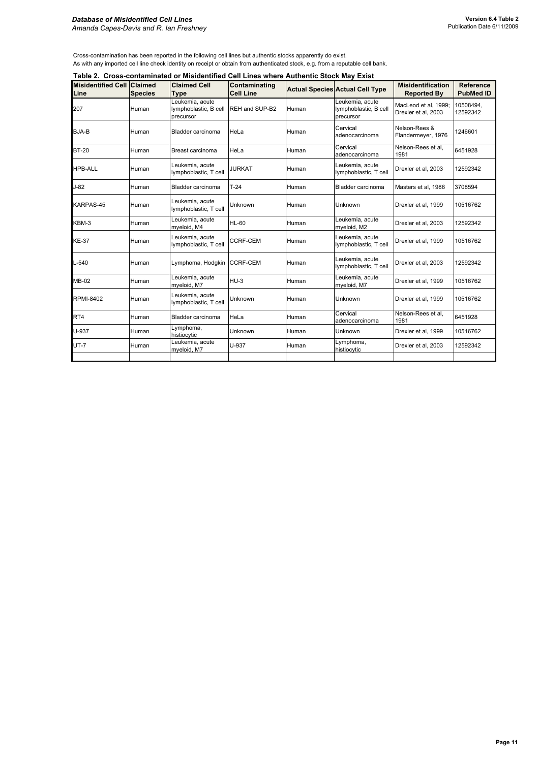Cross-contamination has been reported in the following cell lines but authentic stocks apparently do exist.
As with any imported cell line check identity on receipt or obtain from authenticated stock, e.g. from a reputable cell bank.

**Table 2. Cross-contaminated or Misidentified Cell Lines where Authentic Stock May Exist**

| Misidentified Cell Line | Claimed Species | Claimed Cell Type | Contaminating Cell Line | Actual Species | Actual Cell Type | Misidentification Reported By | Reference PubMed ID |
|---|---|---|---|---|---|---|---|
| 207 | Human | Leukemia, acute lymphoblastic, B cell precursor | REH and SUP-B2 | Human | Leukemia, acute lymphoblastic, B cell precursor | MacLeod et al, 1999; Drexler et al, 2003 | 10508494, 12592342 |
| BJA-B | Human | Bladder carcinoma | HeLa | Human | Cervical adenocarcinoma | Nelson-Rees & Flandermeyer, 1976 | 1246601 |
| BT-20 | Human | Breast carcinoma | HeLa | Human | Cervical adenocarcinoma | Nelson-Rees et al, 1981 | 6451928 |
| HPB-ALL | Human | Leukemia, acute lymphoblastic, T cell | JURKAT | Human | Leukemia, acute lymphoblastic, T cell | Drexler et al, 2003 | 12592342 |
| J-82 | Human | Bladder carcinoma | T-24 | Human | Bladder carcinoma | Masters et al, 1986 | 3708594 |
| KARPAS-45 | Human | Leukemia, acute lymphoblastic, T cell | Unknown | Human | Unknown | Drexler et al, 1999 | 10516762 |
| KBM-3 | Human | Leukemia, acute myeloid, M4 | HL-60 | Human | Leukemia, acute myeloid, M2 | Drexler et al, 2003 | 12592342 |
| KE-37 | Human | Leukemia, acute lymphoblastic, T cell | CCRF-CEM | Human | Leukemia, acute lymphoblastic, T cell | Drexler et al, 1999 | 10516762 |
| L-540 | Human | Lymphoma, Hodgkin | CCRF-CEM | Human | Leukemia, acute lymphoblastic, T cell | Drexler et al, 2003 | 12592342 |
| MB-02 | Human | Leukemia, acute myeloid, M7 | HU-3 | Human | Leukemia, acute myeloid, M7 | Drexler et al, 1999 | 10516762 |
| RPMI-8402 | Human | Leukemia, acute lymphoblastic, T cell | Unknown | Human | Unknown | Drexler et al, 1999 | 10516762 |
| RT4 | Human | Bladder carcinoma | HeLa | Human | Cervical adenocarcinoma | Nelson-Rees et al, 1981 | 6451928 |
| U-937 | Human | Lymphoma, histiocytic | Unknown | Human | Unknown | Drexler et al, 1999 | 10516762 |
| UT-7 | Human | Leukemia, acute myeloid, M7 | U-937 | Human | Lymphoma, histiocytic | Drexler et al, 2003 | 12592342 |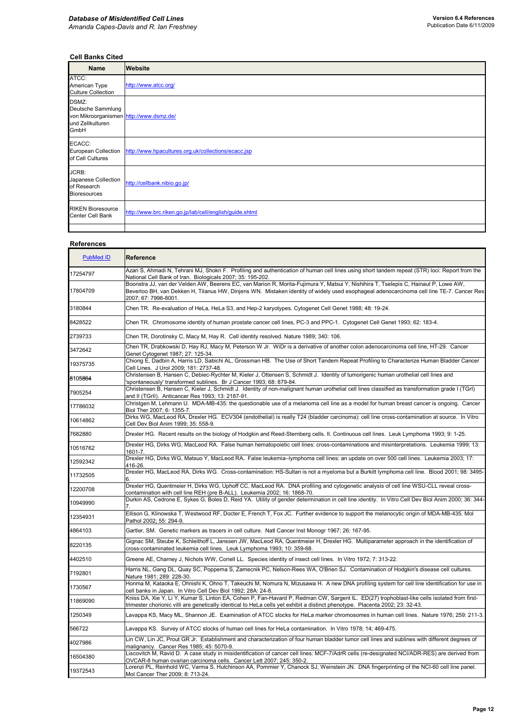### Cell Banks Cited

| Name | Website |
|---|---|
| ATCC: American Type Culture Collection | http://www.atcc.org/ |
| DSMZ: Deutsche Sammlung von Mikroorganismen und Zellkulturen GmbH | http://www.dsmz.de/ |
| ECACC: European Collection of Cell Cultures | http://www.hpacultures.org.uk/collections/ecacc.jsp |
| JCRB: Japanese Collection of Research Bioresources | http://cellbank.nibio.go.jp/ |
| RIKEN Bioresource Center Cell Bank | http://www.brc.riken.go.jp/lab/cell/english/guide.shtml |
| | |

### References

| PubMed ID | Reference |
|---|---|
| 17254797 | Azari S, Ahmadi N, Tehrani MJ, Shokri F. Profiling and authentication of human cell lines using short tandem repeat (STR) loci: Report from the National Cell Bank of Iran. Biologicals 2007; 35: 195-202. |
| 17804709 | Boonstra JJ, van der Velden AW, Beerens EC, van Marion R, Morita-Fujimura Y, Matsui Y, Nishihira T, Tselepis C, Hainaut P, Lowe AW, Beverloo BH, van Dekken H, Tilanus HW, Dinjens WN. Mistaken identity of widely used esophageal adenocarcinoma cell line TE-7. Cancer Res 2007; 67: 7996-8001. |
| 3180844 | Chen TR. Re-evaluation of HeLa, HeLa S3, and Hep-2 karyotypes. Cytogenet Cell Genet 1988; 48: 19-24. |
| 8428522 | Chen TR. Chromosome identity of human prostate cancer cell lines, PC-3 and PPC-1. Cytogenet Cell Genet 1993; 62: 183-4. |
| 2739733 | Chen TR, Dorotinsky C, Macy M, Hay R. Cell identity resolved. Nature 1989; 340: 106. |
| 3472642 | Chen TR, Drabkowski D, Hay RJ, Macy M, Peterson W Jr. WiDr is a derivative of another colon adenocarcinoma cell line, HT-29. Cancer Genet Cytogenet 1987; 27: 125-34. |
| 19375735 | Chiong E, Dadbin A, Harris LD, Sabichi AL, Grossman HB. The Use of Short Tandem Repeat Profiling to Characterize Human Bladder Cancer Cell Lines. J Urol 2009; 181: 2737-48. |
| 8105864 | Christensen B, Hansen C, Debiec-Rychter M, Kieler J, Ottensen S, Schmidt J. Identity of tumorigenic human urothelial cell lines and 'spontaneously' transformed sublines. Br J Cancer 1993; 68: 879-84. |
| 7905254 | Christensen B, Hansen C, Kieler J, Schmidt J. Identity of non-malignant human urothelial cell lines classified as transformation grade I (TGrI) and II (TGrII). Anticancer Res 1993; 13: 2187-91. |
| 17786032 | Christgen M, Lehmann U. MDA-MB-435: the questionable use of a melanoma cell line as a model for human breast cancer is ongoing. Cancer Biol Ther 2007; 6: 1355-7. |
| 10614862 | Dirks WG, MacLeod RA, Drexler HG. ECV304 (endothelial) is really T24 (bladder carcinoma): cell line cross-contamination at source. In Vitro Cell Dev Biol Anim 1999; 35: 558-9. |
| 7682880 | Drexler HG. Recent results on the biology of Hodgkin and Reed-Sternberg cells. II. Continuous cell lines. Leuk Lymphoma 1993; 9: 1-25. |
| 10516762 | Drexler HG, Dirks WG, MacLeod RA. False human hematopoietic cell lines: cross-contaminations and misinterpretations. Leukemia 1999; 13: 1601-7. |
| 12592342 | Drexler HG, Dirks WG, Matsuo Y, MacLeod RA. False leukemia–lymphoma cell lines: an update on over 500 cell lines. Leukemia 2003; 17: 416-26. |
| 11732505 | Drexler HG, MacLeod RA, Dirks WG. Cross-contamination: HS-Sultan is not a myeloma but a Burkitt lymphoma cell line. Blood 2001; 98: 3495-6. |
| 12200708 | Drexler HG, Quentmeier H, Dirks WG, Uphoff CC, MacLeod RA. DNA profiling and cytogenetic analysis of cell line WSU-CLL reveal cross-contamination with cell line REH (pre B-ALL). Leukemia 2002; 16: 1868-70. |
| 10949990 | Durkin AS, Cedrone E, Sykes G, Boles D, Reid YA. Utility of gender determination in cell line identity. In Vitro Cell Dev Biol Anim 2000; 36: 344-7. |
| 12354931 | Ellison G, Klinowska T, Westwood RF, Docter E, French T, Fox JC. Further evidence to support the melanocytic origin of MDA-MB-435. Mol Pathol 2002; 55: 294-9. |
| 4864103 | Gartler, SM. Genetic markers as tracers in cell culture. Natl Cancer Inst Monogr 1967; 26: 167-95. |
| 8220135 | Gignac SM, Steube K, Schleithoff L, Janssen JW, MacLeod RA, Quentmeier H, Drexler HG. Multiparameter approach in the identification of cross-contaminated leukemia cell lines. Leuk Lymphoma 1993; 10: 359-68. |
| 4402510 | Greene AE, Charney J, Nichols WW, Coriell LL. Species identity of insect cell lines. In Vitro 1972; 7: 313-22. |
| 7192801 | Harris NL, Gang DL, Quay SC, Poppema S, Zamecnik PC, Nelson-Rees WA, O'Brien SJ. Contamination of Hodgkin's disease cell cultures. Nature 1981; 289: 228-30. |
| 1730567 | Honma M, Kataoka E, Ohnishi K, Ohno T, Takeuchi M, Nomura N, Mizusawa H. A new DNA profiling system for cell line identification for use in cell banks in Japan. In Vitro Cell Dev Biol 1992; 28A: 24-8. |
| 11869090 | Kniss DA, Xie Y, Li Y, Kumar S, Linton EA, Cohen P, Fan-Havard P, Redman CW, Sargent IL. ED(27) trophoblast-like cells isolated from first-trimester chorionic villi are genetically identical to HeLa cells yet exhibit a distinct phenotype. Placenta 2002; 23: 32-43. |
| 1250349 | Lavappa KS, Macy ML, Shannon JE. Examination of ATCC stocks for HeLa marker chromosomes in human cell lines. Nature 1976; 259: 211-3. |
| 566722 | Lavappa KS. Survey of ATCC stocks of human cell lines for HeLa contamination. In Vitro 1978; 14; 469-475. |
| 4027986 | Lin CW, Lin JC, Prout GR Jr. Establishment and characterization of four human bladder tumor cell lines and sublines with different degrees of malignancy. Cancer Res 1985; 45: 5070-9. |
| 16504380 | Liscovitch M, Ravid D. A case study in misidentification of cancer cell lines: MCF-7/AdrR cells (re-designated NCI/ADR-RES) are derived from OVCAR-8 human ovarian carcinoma cells. Cancer Lett 2007; 245: 350-2. |
| 19372543 | Lorenzi PL, Reinhold WC, Varma S, Hutchinson AA, Pommier Y, Chanock SJ, Weinstein JN. DNA fingerprinting of the NCI-60 cell line panel. Mol Cancer Ther 2009; 8: 713-24. |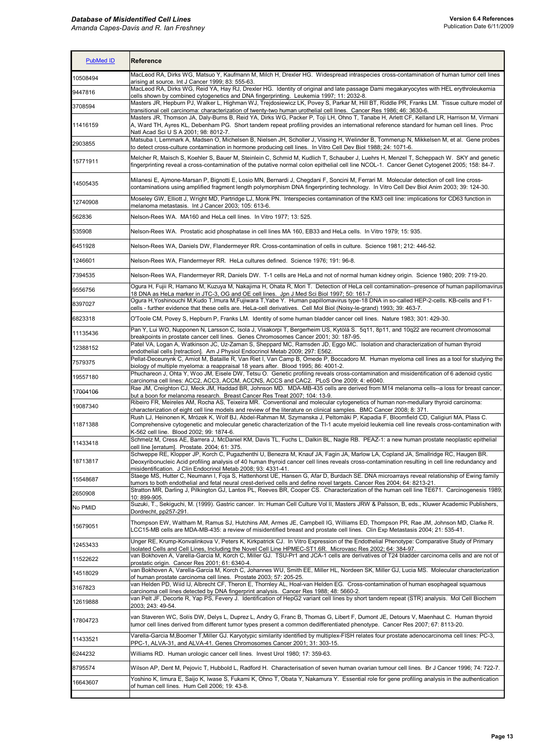| PubMed ID | Reference |
|---|---|
| 10508494 | MacLeod RA, Dirks WG, Matsuo Y, Kaufmann M, Milch H, Drexler HG. Widespread intraspecies cross-contamination of human tumor cell lines arising at source. Int J Cancer 1999; 83: 555-63. |
| 9447816 | MacLeod RA, Dirks WG, Reid YA, Hay RJ, Drexler HG. Identity of original and late passage Dami megakaryocytes with HEL erythroleukemia cells shown by combined cytogenetics and DNA fingerprinting. Leukemia 1997; 11: 2032-8. |
| 3708594 | Masters JR, Hepburn PJ, Walker L, Highman WJ, Trejdosiewicz LK, Povey S, Parkar M, Hill BT, Riddle PR, Franks LM. Tissue culture model of transitional cell carcinoma: characterization of twenty-two human urothelial cell lines. Cancer Res 1986; 46: 3630-6. |
| 11416159 | Masters JR, Thomson JA, Daly-Burns B, Reid YA, Dirks WG, Packer P, Toji LH, Ohno T, Tanabe H, Arlett CF, Kelland LR, Harrison M, Virmani A, Ward TH, Ayres KL, Debenham PG. Short tandem repeat profiling provides an international reference standard for human cell lines. Proc Natl Acad Sci U S A 2001; 98: 8012-7. |
| 2903855 | Matsuba I, Lernmark A, Madsen O, Michelsen B, Nielsen JH, Scholler J, Vissing H, Welinder B, Tommerup N, Mikkelsen M, et al. Gene probes to detect cross-culture contamination in hormone producing cell lines. In Vitro Cell Dev Biol 1988; 24: 1071-6. |
| 15771911 | Melcher R, Maisch S, Koehler S, Bauer M, Steinlein C, Schmid M, Kudlich T, Schauber J, Luehrs H, Menzel T, Scheppach W. SKY and genetic fingerprinting reveal a cross-contamination of the putative normal colon epithelial cell line NCOL-1. Cancer Genet Cytogenet 2005; 158: 84-7. |
| 14505435 | Milanesi E, Ajmone-Marsan P, Bignotti E, Losio MN, Bernardi J, Chegdani F, Soncini M, Ferrari M. Molecular detection of cell line cross-contaminations using amplified fragment length polymorphism DNA fingerprinting technology. In Vitro Cell Dev Biol Anim 2003; 39: 124-30. |
| 12740908 | Moseley GW, Elliott J, Wright MD, Partridge LJ, Monk PN. Interspecies contamination of the KM3 cell line: implications for CD63 function in melanoma metastasis. Int J Cancer 2003; 105: 613-6. |
| 562836 | Nelson-Rees WA. MA160 and HeLa cell lines. In Vitro 1977; 13: 525. |
| 535908 | Nelson-Rees WA. Prostatic acid phosphatase in cell lines MA 160, EB33 and HeLa cells. In Vitro 1979; 15: 935. |
| 6451928 | Nelson-Rees WA, Daniels DW, Flandermeyer RR. Cross-contamination of cells in culture. Science 1981; 212: 446-52. |
| 1246601 | Nelson-Rees WA, Flandermeyer RR. HeLa cultures defined. Science 1976; 191: 96-8. |
| 7394535 | Nelson-Rees WA, Flandermeyer RR, Daniels DW. T-1 cells are HeLa and not of normal human kidney origin. Science 1980; 209: 719-20. |
| 9556756 | Ogura H, Fujii R, Hamano M, Kuzuya M, Nakajima H, Ohata R, Mori T. Detection of HeLa cell contamination--presence of human papillomavirus 18 DNA as HeLa marker in JTC-3, OG and OE cell lines. Jpn J Med Sci Biol 1997; 50: 161-7. |
| 8397027 | Ogura H,Yoshinouchi M,Kudo T,Imura M,Fujiwara T,Yabe Y. Human papillomavirus type-18 DNA in so-called HEP-2-cells. KB-cells and F1-cells - further evidence that these cells are. HeLa-cell derivatives. Cell Mol Biol (Noisy-le-grand) 1993; 39: 463-7. |
| 6823318 | O'Toole CM, Povey S, Hepburn P, Franks LM. Identity of some human bladder cancer cell lines. Nature 1983; 301: 429-30. |
| 11135436 | Pan Y, Lui WO, Nupponen N, Larsson C, Isola J, Visakorpi T, Bergerheim US, Kytölä S. 5q11, 8p11, and 10q22 are recurrent chromosomal breakpoints in prostate cancer cell lines. Genes Chromosomes Cancer 2001; 30: 187-95. |
| 12388152 | Patel VA, Logan A, Watkinson JC, Uz-Zaman S, Sheppard MC, Ramsden JD, Eggo MC. Isolation and characterization of human thyroid endothelial cells [retraction]. Am J Physiol Endocrinol Metab 2009; 297: E562. |
| 7579375 | Pellat-Deceunynk C, Amiot M, Bataille R, Van Riet I, Van Camp B, Omede P, Boccadoro M. Human myeloma cell lines as a tool for studying the biology of multiple myeloma: a reappraisal 18 years after. Blood 1995; 86: 4001-2. |
| 19557180 | Phuchareon J, Ohta Y, Woo JM, Eisele DW, Tetsu O. Genetic profiling reveals cross-contamination and misidentification of 6 adenoid cystic carcinoma cell lines: ACC2, ACC3, ACCM, ACCNS, ACCS and CAC2. PLoS One 2009; 4: e6040. |
| 17004106 | Rae JM, Creighton CJ, Meck JM, Haddad BR, Johnson MD. MDA-MB-435 cells are derived from M14 melanoma cells--a loss for breast cancer, but a boon for melanoma research. Breast Cancer Res Treat 2007; 104: 13-9. |
| 19087340 | Ribeiro FR, Meireles AM, Rocha AS, Teixeira MR. Conventional and molecular cytogenetics of human non-medullary thyroid carcinoma: characterization of eight cell line models and review of the literature on clinical samples. BMC Cancer 2008; 8: 371. |
| 11871388 | Rush LJ, Heinonen K, Mrózek K, Wolf BJ, Abdel-Rahman M, Szymanska J, Peltomäki P, Kapadia F, Bloomfield CD, Caligiuri MA, Plass C. Comprehensive cytogenetic and molecular genetic characterization of the TI-1 acute myeloid leukemia cell line reveals cross-contamination with K-562 cell line. Blood 2002; 99: 1874-6. |
| 11433418 | Schmelz M, Cress AE, Barrera J, McDaniel KM, Davis TL, Fuchs L, Dalkin BL, Nagle RB. PEAZ-1: a new human prostate neoplastic epithelial cell line [erratum]. Prostate. 2004; 61: 375. |
| 18713817 | Schweppe RE, Klopper JP, Korch C, Pugazhenthi U, Benezra M, Knauf JA, Fagin JA, Marlow LA, Copland JA, Smallridge RC, Haugen BR. Deoxyribonucleic Acid profiling analysis of 40 human thyroid cancer cell lines reveals cross-contamination resulting in cell line redundancy and misidentification. J Clin Endocrinol Metab 2008; 93: 4331-41. |
| 15548687 | Staege MS, Hutter C, Neumann I, Foja S, Hattenhorst UE, Hansen G, Afar D, Burdach SE. DNA microarrays reveal relationship of Ewing family tumors to both endothelial and fetal neural crest-derived cells and define novel targets. Cancer Res 2004; 64: 8213-21. |
| 2650908 | Stratton MR, Darling J, Pilkington GJ, Lantos PL, Reeves BR, Cooper CS. Characterization of the human cell line TE671. Carcinogenesis 1989; 10: 899-905. |
| No PMID | Suzuki, T., Sekiguchi, M. (1999). Gastric cancer. In: Human Cell Culture Vol II, Masters JRW & Palsson, B, eds., Kluwer Academic Publishers, Dordrecht, pp257-291. |
| 15679051 | Thompson EW, Waltham M, Ramus SJ, Hutchins AM, Armes JE, Campbell IG, Williams ED, Thompson PR, Rae JM, Johnson MD, Clarke R. LCC15-MB cells are MDA-MB-435: a review of misidentified breast and prostate cell lines. Clin Exp Metastasis 2004; 21: 535-41. |
| 12453433 | Unger RE, Krump-Konvalinkova V, Peters K, Kirkpatrick CJ. In Vitro Expression of the Endothelial Phenotype: Comparative Study of Primary Isolated Cells and Cell Lines, Including the Novel Cell Line HPMEC-ST1.6R. Microvasc Res 2002; 64: 384-97. |
| 11522622 | van Bokhoven A, Varella-Garcia M, Korch C, Miller GJ. TSU-Pr1 and JCA-1 cells are derivatives of T24 bladder carcinoma cells and are not of prostatic origin. Cancer Res 2001; 61: 6340-4. |
| 14518029 | van Bokhoven A, Varella-Garcia M, Korch C, Johannes WU, Smith EE, Miller HL, Nordeen SK, Miller GJ, Lucia MS. Molecular characterization of human prostate carcinoma cell lines. Prostate 2003; 57: 205-25. |
| 3167823 | van Helden PD, Wiid IJ, Albrecht CF, Theron E, Thornley AL, Hoal-van Helden EG. Cross-contamination of human esophageal squamous carcinoma cell lines detected by DNA fingerprint analysis. Cancer Res 1988; 48: 5660-2. |
| 12619888 | van Pelt JF, Decorte R, Yap PS, Fevery J. Identification of HepG2 variant cell lines by short tandem repeat (STR) analysis. Mol Cell Biochem 2003; 243: 49-54. |
| 17804723 | van Staveren WC, Solís DW, Delys L, Duprez L, Andry G, Franc B, Thomas G, Libert F, Dumont JE, Detours V, Maenhaut C. Human thyroid tumor cell lines derived from different tumor types present a common dedifferentiated phenotype. Cancer Res 2007; 67: 8113-20. |
| 11433521 | Varella-Garcia M,Boomer T,Miller GJ. Karyotypic similarity identified by multiplex-FISH relates four prostate adenocarcinoma cell lines: PC-3, PPC-1, ALVA-31, and ALVA-41. Genes Chromosomes Cancer 2001; 31: 303-15. |
| 6244232 | Williams RD. Human urologic cancer cell lines. Invest Urol 1980; 17: 359-63. |
| 8795574 | Wilson AP, Dent M, Pejovic T, Hubbold L, Radford H. Characterisation of seven human ovarian tumour cell lines. Br J Cancer 1996; 74: 722-7. |
| 16643607 | Yoshino K, Iimura E, Saijo K, Iwase S, Fukami K, Ohno T, Obata Y, Nakamura Y. Essential role for gene profiling analysis in the authentication of human cell lines. Hum Cell 2006; 19: 43-8. |